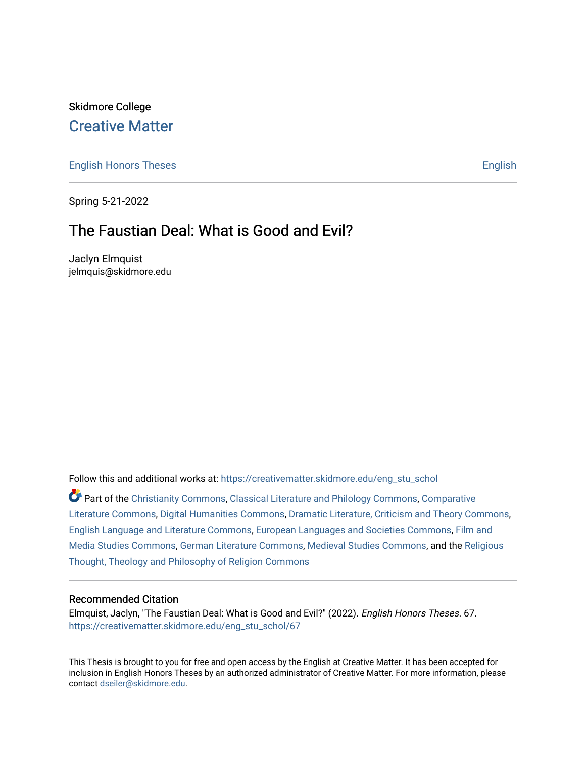Skidmore College

## Creative Matter

English Honors Theses | English

Spring 5-21-2022

# The Faustian Deal: What is Good and Evil?

Jaclyn Elmquist
jelmquis@skidmore.edu

Follow this and additional works at: https://creativematter.skidmore.edu/eng_stu_schol

Part of the Christianity Commons, Classical Literature and Philology Commons, Comparative Literature Commons, Digital Humanities Commons, Dramatic Literature, Criticism and Theory Commons, English Language and Literature Commons, European Languages and Societies Commons, Film and Media Studies Commons, German Literature Commons, Medieval Studies Commons, and the Religious Thought, Theology and Philosophy of Religion Commons

### Recommended Citation

Elmquist, Jaclyn, "The Faustian Deal: What is Good and Evil?" (2022). *English Honors Theses*. 67.
https://creativematter.skidmore.edu/eng_stu_schol/67

This Thesis is brought to you for free and open access by the English at Creative Matter. It has been accepted for inclusion in English Honors Theses by an authorized administrator of Creative Matter. For more information, please contact dseiler@skidmore.edu.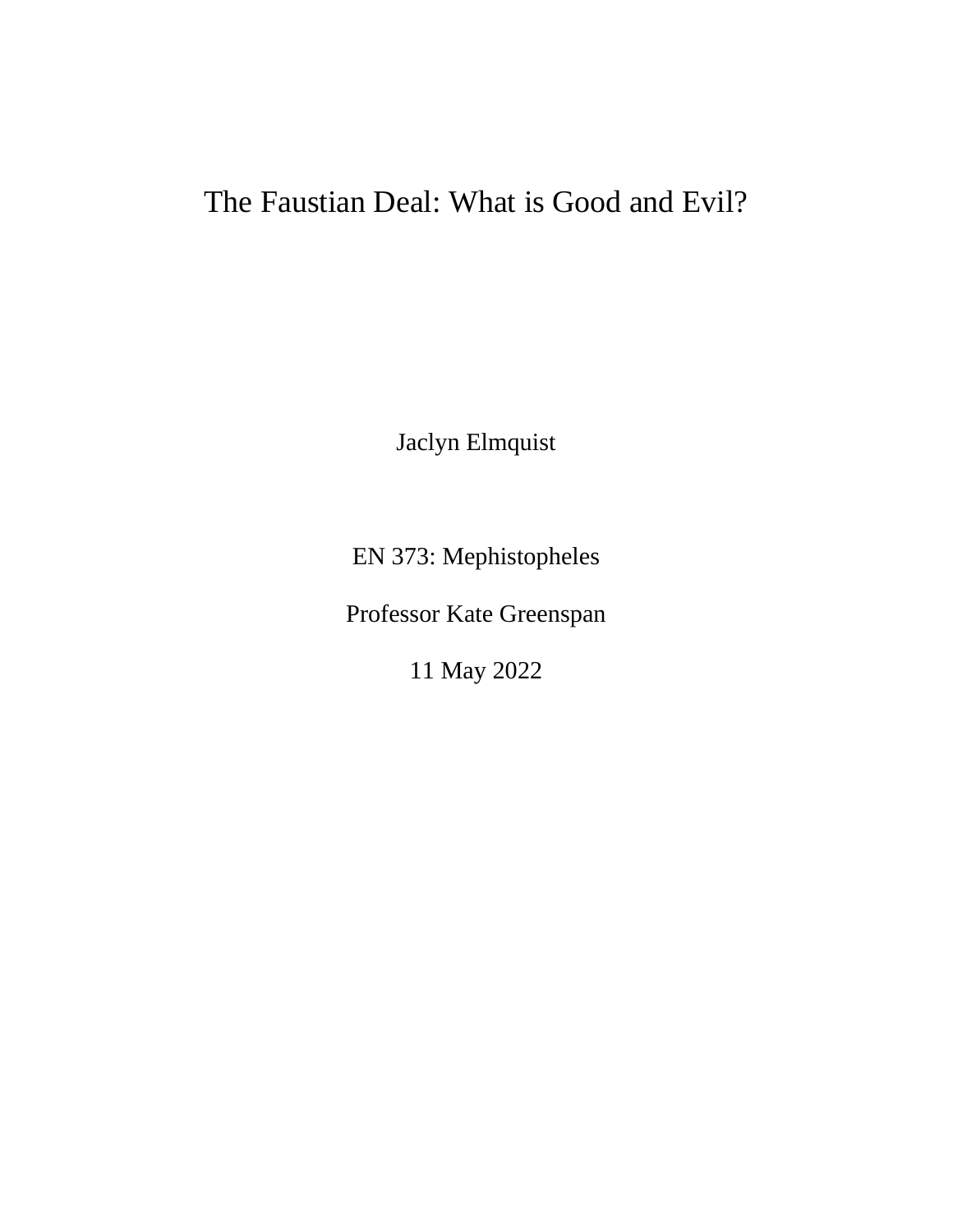# The Faustian Deal: What is Good and Evil?

Jaclyn Elmquist

EN 373: Mephistopheles

Professor Kate Greenspan

11 May 2022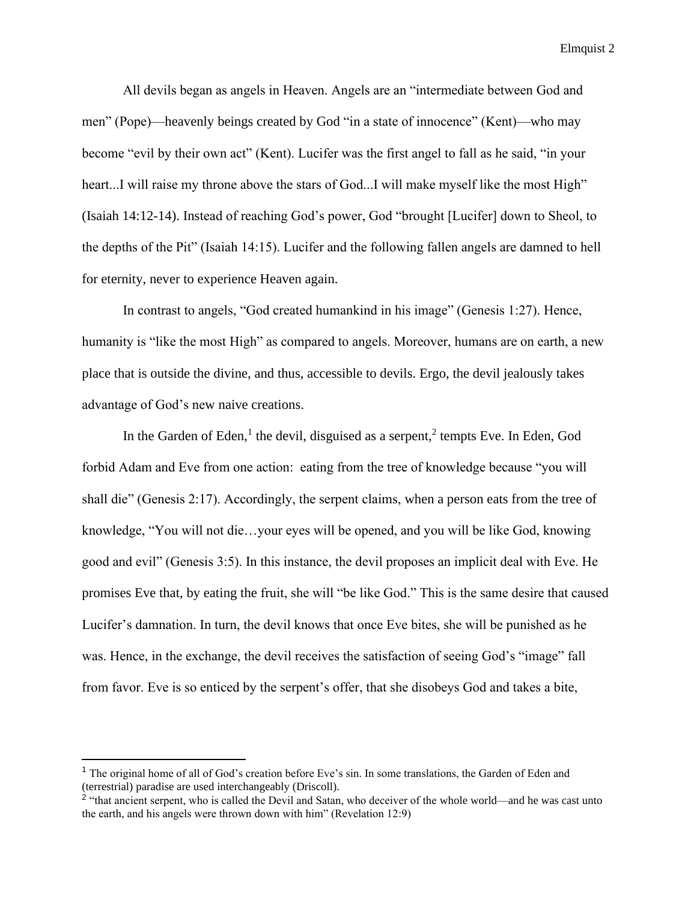All devils began as angels in Heaven. Angels are an "intermediate between God and men" (Pope)—heavenly beings created by God "in a state of innocence" (Kent)—who may become "evil by their own act" (Kent). Lucifer was the first angel to fall as he said, "in your heart...I will raise my throne above the stars of God...I will make myself like the most High" (Isaiah 14:12-14). Instead of reaching God's power, God "brought [Lucifer] down to Sheol, to the depths of the Pit" (Isaiah 14:15). Lucifer and the following fallen angels are damned to hell for eternity, never to experience Heaven again.

In contrast to angels, "God created humankind in his image" (Genesis 1:27). Hence, humanity is "like the most High" as compared to angels. Moreover, humans are on earth, a new place that is outside the divine, and thus, accessible to devils. Ergo, the devil jealously takes advantage of God's new naive creations.

In the Garden of Eden,[1] the devil, disguised as a serpent,[2] tempts Eve. In Eden, God forbid Adam and Eve from one action: eating from the tree of knowledge because "you will shall die" (Genesis 2:17). Accordingly, the serpent claims, when a person eats from the tree of knowledge, "You will not die…your eyes will be opened, and you will be like God, knowing good and evil" (Genesis 3:5). In this instance, the devil proposes an implicit deal with Eve. He promises Eve that, by eating the fruit, she will "be like God." This is the same desire that caused Lucifer's damnation. In turn, the devil knows that once Eve bites, she will be punished as he was. Hence, in the exchange, the devil receives the satisfaction of seeing God's "image" fall from favor. Eve is so enticed by the serpent's offer, that she disobeys God and takes a bite,

---

[1] The original home of all of God's creation before Eve's sin. In some translations, the Garden of Eden and (terrestrial) paradise are used interchangeably (Driscoll).

[2] "that ancient serpent, who is called the Devil and Satan, who deceiver of the whole world—and he was cast unto the earth, and his angels were thrown down with him" (Revelation 12:9)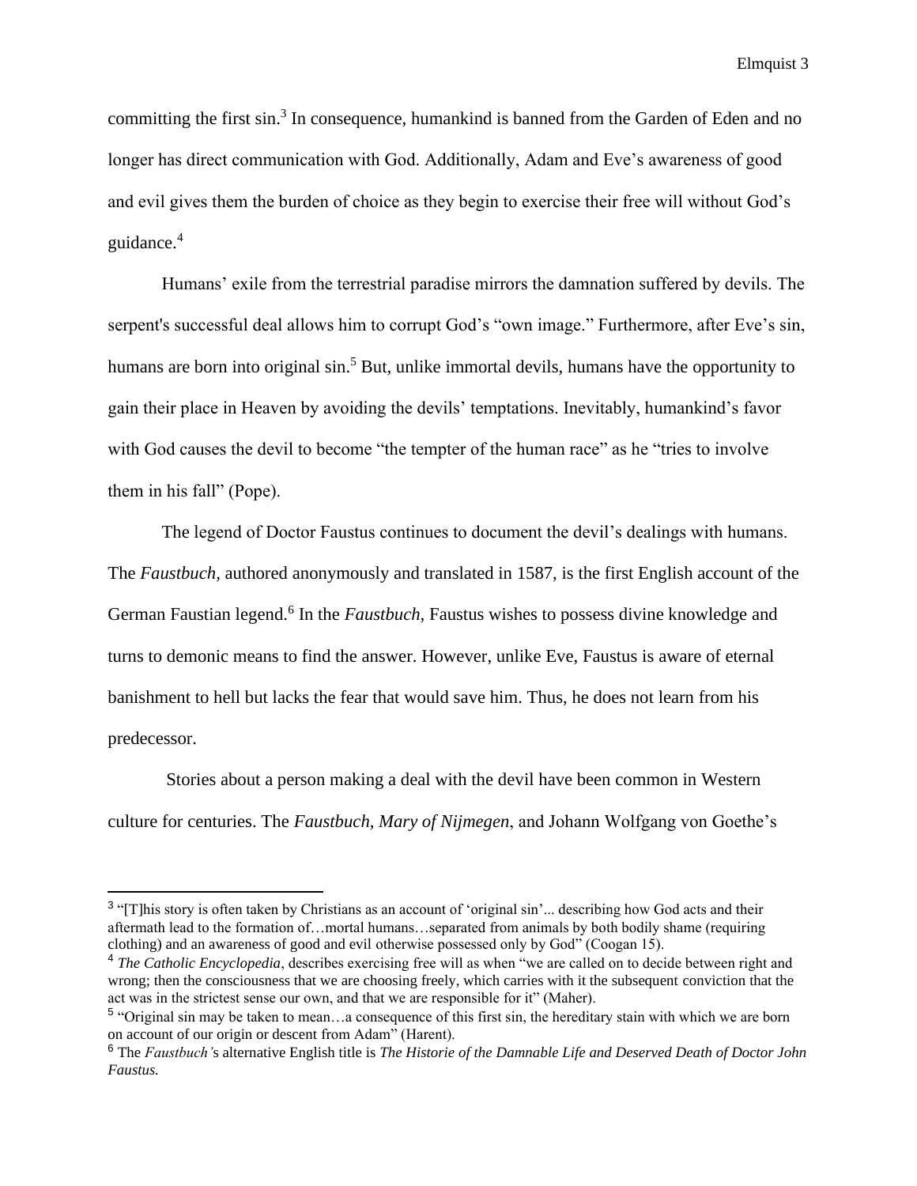committing the first sin.[3] In consequence, humankind is banned from the Garden of Eden and no longer has direct communication with God. Additionally, Adam and Eve's awareness of good and evil gives them the burden of choice as they begin to exercise their free will without God's guidance.[4]

Humans' exile from the terrestrial paradise mirrors the damnation suffered by devils. The serpent's successful deal allows him to corrupt God's "own image." Furthermore, after Eve's sin, humans are born into original sin.[5] But, unlike immortal devils, humans have the opportunity to gain their place in Heaven by avoiding the devils' temptations. Inevitably, humankind's favor with God causes the devil to become "the tempter of the human race" as he "tries to involve them in his fall" (Pope).

The legend of Doctor Faustus continues to document the devil's dealings with humans. The *Faustbuch,* authored anonymously and translated in 1587, is the first English account of the German Faustian legend.[6] In the *Faustbuch,* Faustus wishes to possess divine knowledge and turns to demonic means to find the answer. However, unlike Eve, Faustus is aware of eternal banishment to hell but lacks the fear that would save him. Thus, he does not learn from his predecessor.

Stories about a person making a deal with the devil have been common in Western culture for centuries. The *Faustbuch*, *Mary of Nijmegen*, and Johann Wolfgang von Goethe's

---

[3] "[T]his story is often taken by Christians as an account of 'original sin'... describing how God acts and their aftermath lead to the formation of…mortal humans…separated from animals by both bodily shame (requiring clothing) and an awareness of good and evil otherwise possessed only by God" (Coogan 15).

[4] *The Catholic Encyclopedia*, describes exercising free will as when "we are called on to decide between right and wrong; then the consciousness that we are choosing freely, which carries with it the subsequent conviction that the act was in the strictest sense our own, and that we are responsible for it" (Maher).

[5] "Original sin may be taken to mean…a consequence of this first sin, the hereditary stain with which we are born on account of our origin or descent from Adam" (Harent).

[6] The *Faustbuch's* alternative English title is *The Historie of the Damnable Life and Deserved Death of Doctor John Faustus.*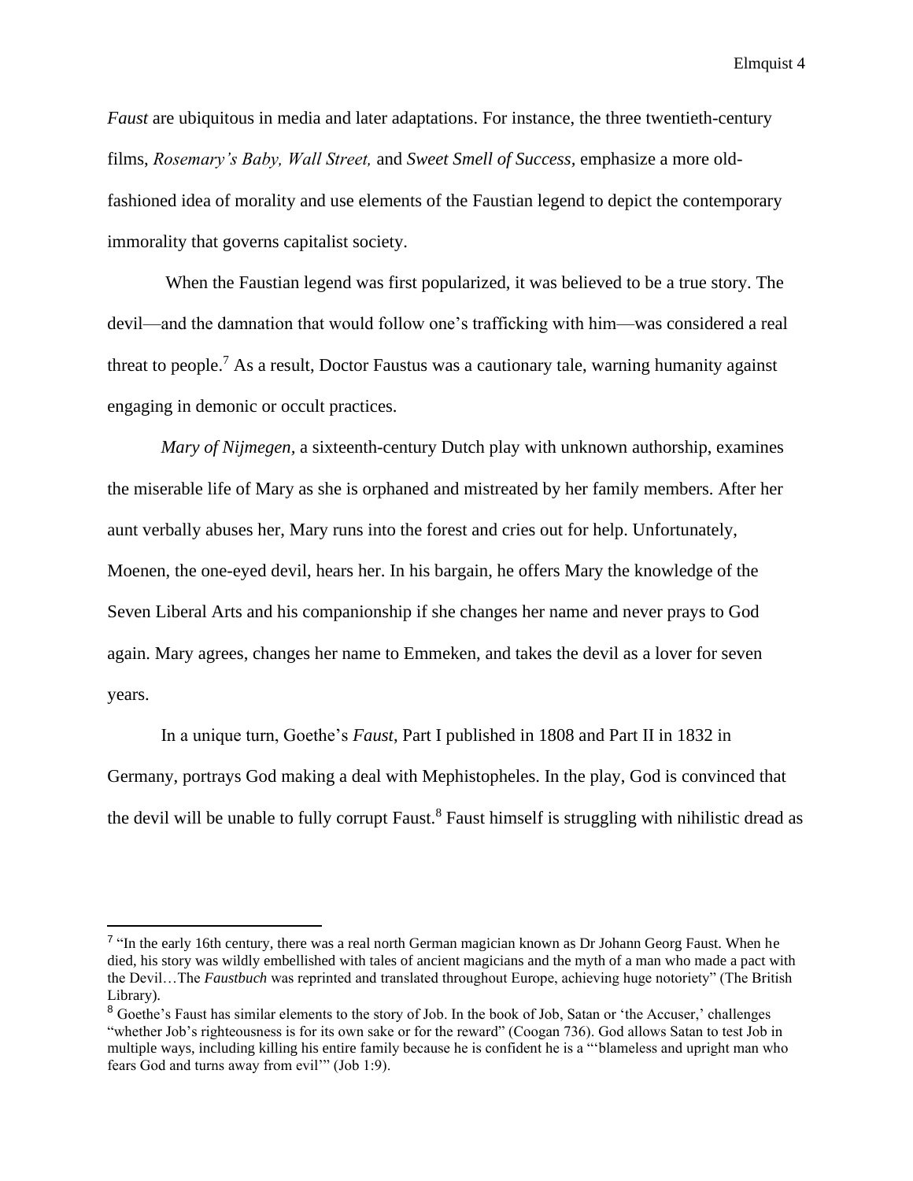*Faust* are ubiquitous in media and later adaptations. For instance, the three twentieth-century films, *Rosemary's Baby, Wall Street,* and *Sweet Smell of Success,* emphasize a more old-fashioned idea of morality and use elements of the Faustian legend to depict the contemporary immorality that governs capitalist society.

When the Faustian legend was first popularized, it was believed to be a true story. The devil—and the damnation that would follow one's trafficking with him—was considered a real threat to people.[7] As a result, Doctor Faustus was a cautionary tale, warning humanity against engaging in demonic or occult practices.

*Mary of Nijmegen,* a sixteenth-century Dutch play with unknown authorship, examines the miserable life of Mary as she is orphaned and mistreated by her family members. After her aunt verbally abuses her, Mary runs into the forest and cries out for help. Unfortunately, Moenen, the one-eyed devil, hears her. In his bargain, he offers Mary the knowledge of the Seven Liberal Arts and his companionship if she changes her name and never prays to God again. Mary agrees, changes her name to Emmeken, and takes the devil as a lover for seven years.

In a unique turn, Goethe's *Faust*, Part I published in 1808 and Part II in 1832 in Germany, portrays God making a deal with Mephistopheles. In the play, God is convinced that the devil will be unable to fully corrupt Faust.[8] Faust himself is struggling with nihilistic dread as

---

[7] "In the early 16th century, there was a real north German magician known as Dr Johann Georg Faust. When he died, his story was wildly embellished with tales of ancient magicians and the myth of a man who made a pact with the Devil…The *Faustbuch* was reprinted and translated throughout Europe, achieving huge notoriety" (The British Library).

[8] Goethe's Faust has similar elements to the story of Job. In the book of Job, Satan or 'the Accuser,' challenges "whether Job's righteousness is for its own sake or for the reward" (Coogan 736). God allows Satan to test Job in multiple ways, including killing his entire family because he is confident he is a "'blameless and upright man who fears God and turns away from evil'" (Job 1:9).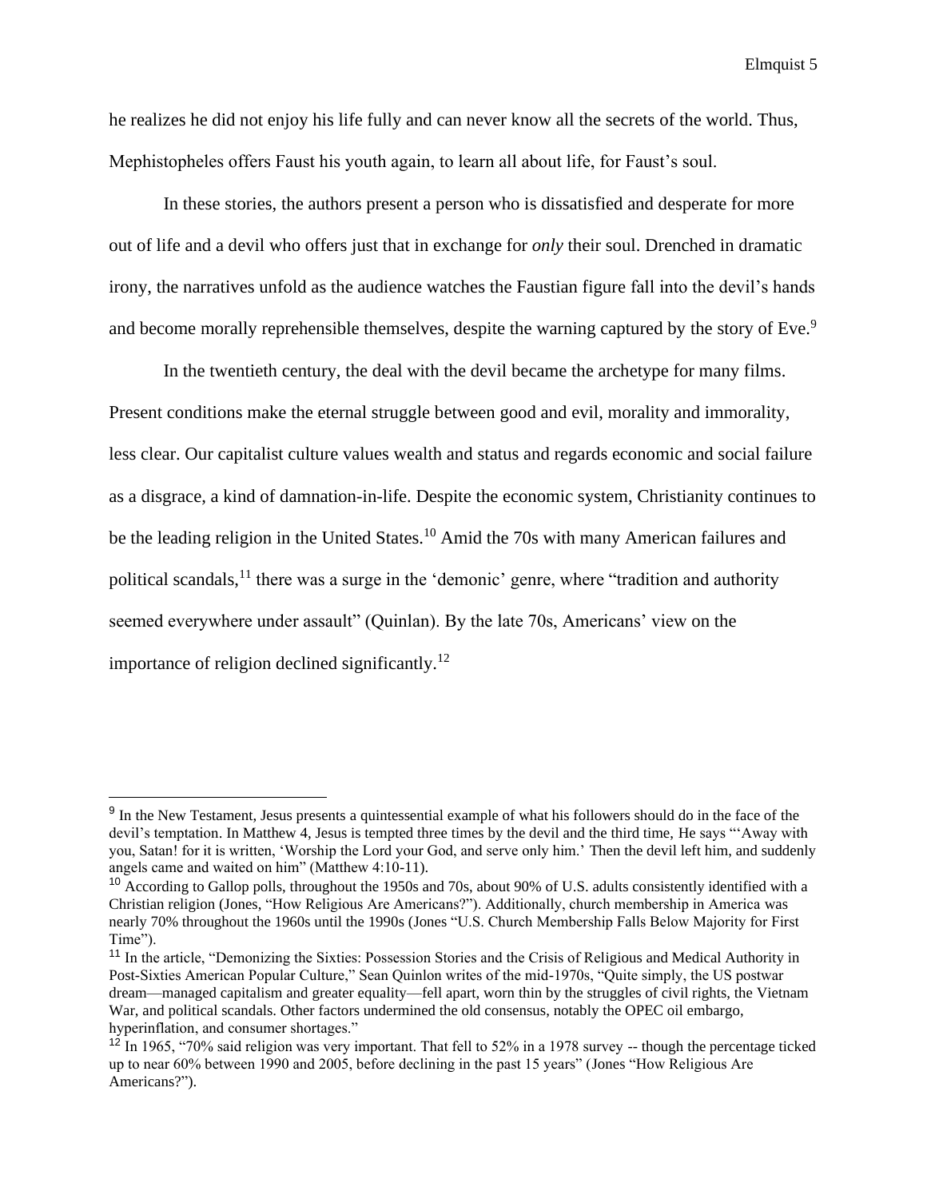he realizes he did not enjoy his life fully and can never know all the secrets of the world. Thus, Mephistopheles offers Faust his youth again, to learn all about life, for Faust's soul.

In these stories, the authors present a person who is dissatisfied and desperate for more out of life and a devil who offers just that in exchange for *only* their soul. Drenched in dramatic irony, the narratives unfold as the audience watches the Faustian figure fall into the devil's hands and become morally reprehensible themselves, despite the warning captured by the story of Eve.[9]

In the twentieth century, the deal with the devil became the archetype for many films. Present conditions make the eternal struggle between good and evil, morality and immorality, less clear. Our capitalist culture values wealth and status and regards economic and social failure as a disgrace, a kind of damnation-in-life. Despite the economic system, Christianity continues to be the leading religion in the United States.[10] Amid the 70s with many American failures and political scandals,[11] there was a surge in the 'demonic' genre, where "tradition and authority seemed everywhere under assault" (Quinlan). By the late 70s, Americans' view on the importance of religion declined significantly.[12]

---

[9] In the New Testament, Jesus presents a quintessential example of what his followers should do in the face of the devil's temptation. In Matthew 4, Jesus is tempted three times by the devil and the third time, He says "'Away with you, Satan! for it is written, 'Worship the Lord your God, and serve only him.' Then the devil left him, and suddenly angels came and waited on him" (Matthew 4:10-11).

[10] According to Gallop polls, throughout the 1950s and 70s, about 90% of U.S. adults consistently identified with a Christian religion (Jones, "How Religious Are Americans?"). Additionally, church membership in America was nearly 70% throughout the 1960s until the 1990s (Jones "U.S. Church Membership Falls Below Majority for First Time").

[11] In the article, "Demonizing the Sixties: Possession Stories and the Crisis of Religious and Medical Authority in Post-Sixties American Popular Culture," Sean Quinlon writes of the mid-1970s, "Quite simply, the US postwar dream—managed capitalism and greater equality—fell apart, worn thin by the struggles of civil rights, the Vietnam War, and political scandals. Other factors undermined the old consensus, notably the OPEC oil embargo, hyperinflation, and consumer shortages."

[12] In 1965, "70% said religion was very important. That fell to 52% in a 1978 survey -- though the percentage ticked up to near 60% between 1990 and 2005, before declining in the past 15 years" (Jones "How Religious Are Americans?").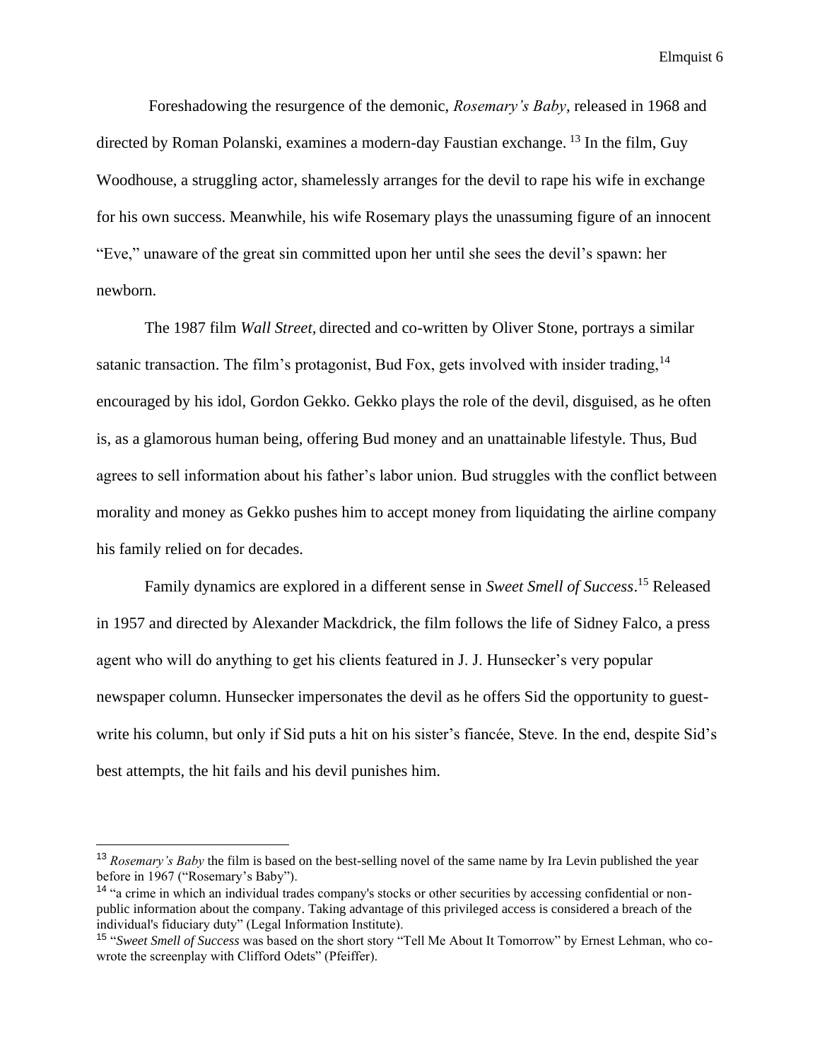Foreshadowing the resurgence of the demonic, *Rosemary's Baby*, released in 1968 and directed by Roman Polanski, examines a modern-day Faustian exchange. [13] In the film, Guy Woodhouse, a struggling actor, shamelessly arranges for the devil to rape his wife in exchange for his own success. Meanwhile, his wife Rosemary plays the unassuming figure of an innocent "Eve," unaware of the great sin committed upon her until she sees the devil's spawn: her newborn.

The 1987 film *Wall Street*, directed and co-written by Oliver Stone, portrays a similar satanic transaction. The film's protagonist, Bud Fox, gets involved with insider trading,[14] encouraged by his idol, Gordon Gekko. Gekko plays the role of the devil, disguised, as he often is, as a glamorous human being, offering Bud money and an unattainable lifestyle. Thus, Bud agrees to sell information about his father's labor union. Bud struggles with the conflict between morality and money as Gekko pushes him to accept money from liquidating the airline company his family relied on for decades.

Family dynamics are explored in a different sense in *Sweet Smell of Success*.[15] Released in 1957 and directed by Alexander Mackdrick, the film follows the life of Sidney Falco, a press agent who will do anything to get his clients featured in J. J. Hunsecker's very popular newspaper column. Hunsecker impersonates the devil as he offers Sid the opportunity to guest-write his column, but only if Sid puts a hit on his sister's fiancée, Steve. In the end, despite Sid's best attempts, the hit fails and his devil punishes him.

---

[13] *Rosemary's Baby* the film is based on the best-selling novel of the same name by Ira Levin published the year before in 1967 ("Rosemary's Baby").

[14] "a crime in which an individual trades company's stocks or other securities by accessing confidential or non-public information about the company. Taking advantage of this privileged access is considered a breach of the individual's fiduciary duty" (Legal Information Institute).

[15] "*Sweet Smell of Success* was based on the short story "Tell Me About It Tomorrow" by Ernest Lehman, who co-wrote the screenplay with Clifford Odets" (Pfeiffer).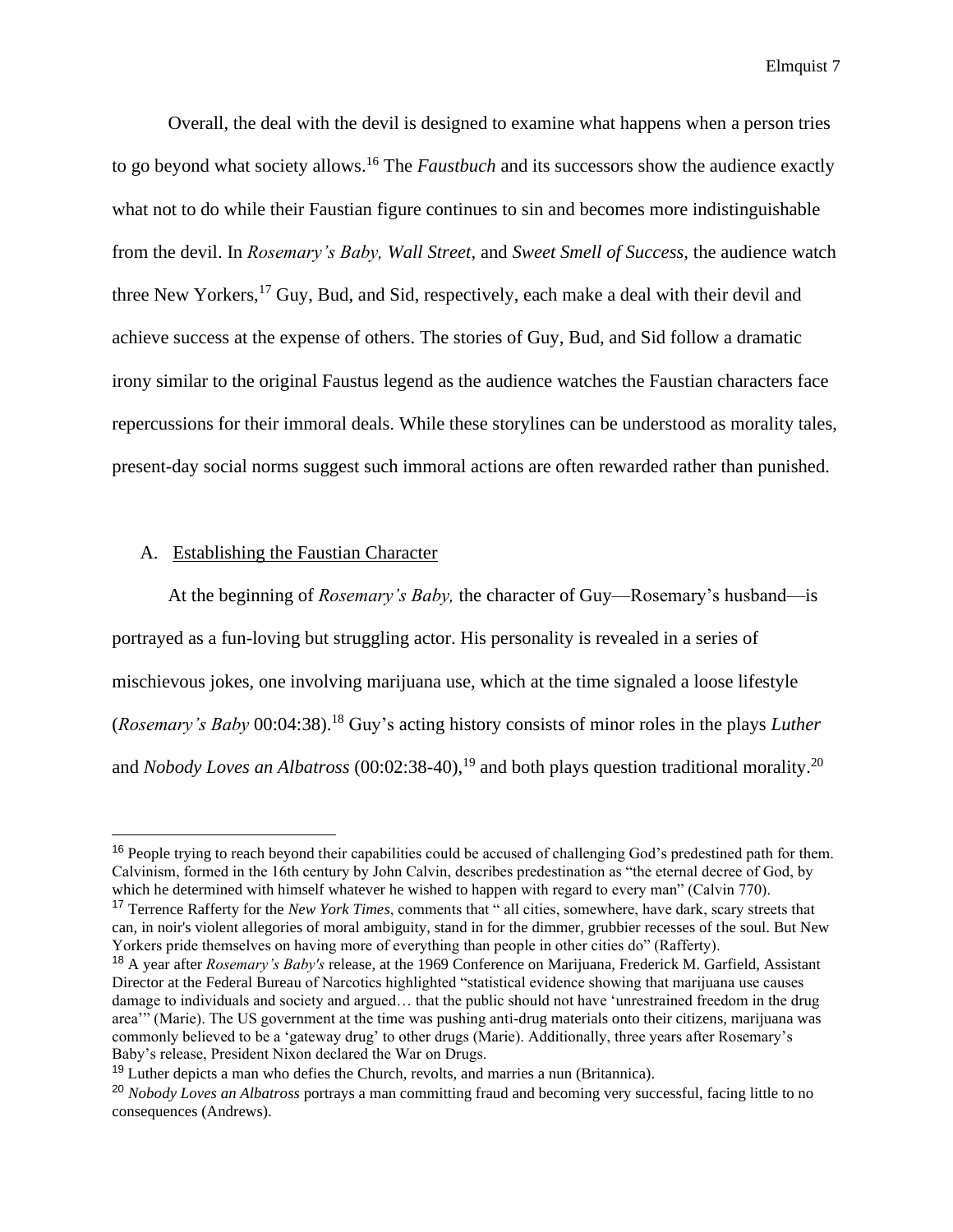Overall, the deal with the devil is designed to examine what happens when a person tries to go beyond what society allows.[16] The *Faustbuch* and its successors show the audience exactly what not to do while their Faustian figure continues to sin and becomes more indistinguishable from the devil. In *Rosemary's Baby, Wall Street*, and *Sweet Smell of Success,* the audience watch three New Yorkers,[17] Guy, Bud, and Sid, respectively, each make a deal with their devil and achieve success at the expense of others. The stories of Guy, Bud, and Sid follow a dramatic irony similar to the original Faustus legend as the audience watches the Faustian characters face repercussions for their immoral deals. While these storylines can be understood as morality tales, present-day social norms suggest such immoral actions are often rewarded rather than punished.

A. <u>Establishing the Faustian Character</u>

At the beginning of *Rosemary's Baby,* the character of Guy—Rosemary's husband—is portrayed as a fun-loving but struggling actor. His personality is revealed in a series of mischievous jokes, one involving marijuana use, which at the time signaled a loose lifestyle (*Rosemary's Baby* 00:04:38).[18] Guy's acting history consists of minor roles in the plays *Luther* and *Nobody Loves an Albatross* (00:02:38-40),[19] and both plays question traditional morality.[20]

---

[16] People trying to reach beyond their capabilities could be accused of challenging God's predestined path for them. Calvinism, formed in the 16th century by John Calvin, describes predestination as "the eternal decree of God, by which he determined with himself whatever he wished to happen with regard to every man" (Calvin 770).

[17] Terrence Rafferty for the *New York Times*, comments that " all cities, somewhere, have dark, scary streets that can, in noir's violent allegories of moral ambiguity, stand in for the dimmer, grubbier recesses of the soul. But New Yorkers pride themselves on having more of everything than people in other cities do" (Rafferty).

[18] A year after *Rosemary's Baby's* release, at the 1969 Conference on Marijuana, Frederick M. Garfield, Assistant Director at the Federal Bureau of Narcotics highlighted "statistical evidence showing that marijuana use causes damage to individuals and society and argued… that the public should not have 'unrestrained freedom in the drug area'" (Marie). The US government at the time was pushing anti-drug materials onto their citizens, marijuana was commonly believed to be a 'gateway drug' to other drugs (Marie). Additionally, three years after Rosemary's Baby's release, President Nixon declared the War on Drugs.

[19] Luther depicts a man who defies the Church, revolts, and marries a nun (Britannica).

[20] *Nobody Loves an Albatross* portrays a man committing fraud and becoming very successful, facing little to no consequences (Andrews).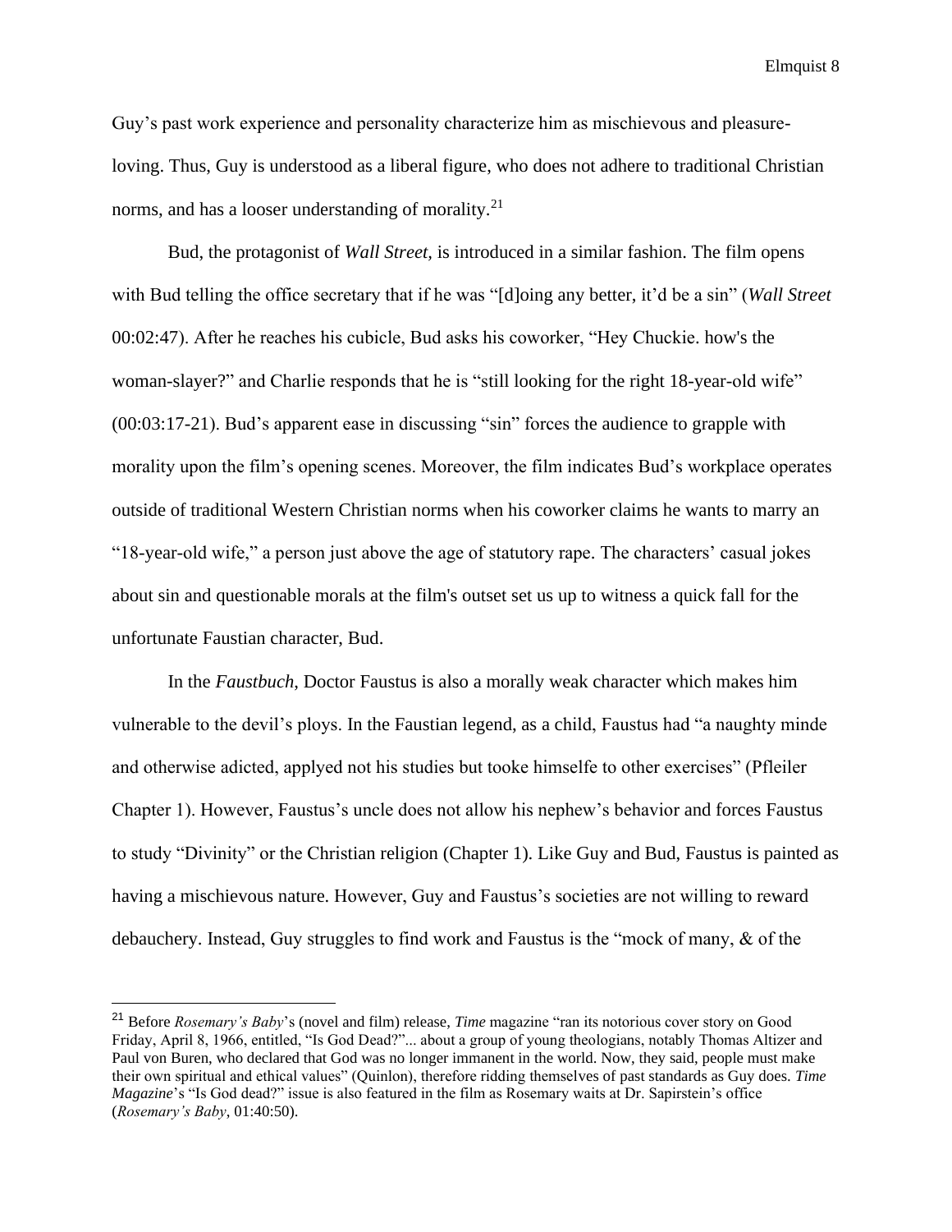Guy's past work experience and personality characterize him as mischievous and pleasure-loving. Thus, Guy is understood as a liberal figure, who does not adhere to traditional Christian norms, and has a looser understanding of morality.[21]

Bud, the protagonist of *Wall Street,* is introduced in a similar fashion. The film opens with Bud telling the office secretary that if he was "[d]oing any better, it'd be a sin" (*Wall Street* 00:02:47). After he reaches his cubicle, Bud asks his coworker, "Hey Chuckie. how's the woman-slayer?" and Charlie responds that he is "still looking for the right 18-year-old wife" (00:03:17-21). Bud's apparent ease in discussing "sin" forces the audience to grapple with morality upon the film's opening scenes. Moreover, the film indicates Bud's workplace operates outside of traditional Western Christian norms when his coworker claims he wants to marry an "18-year-old wife," a person just above the age of statutory rape. The characters' casual jokes about sin and questionable morals at the film's outset set us up to witness a quick fall for the unfortunate Faustian character, Bud.

In the *Faustbuch*, Doctor Faustus is also a morally weak character which makes him vulnerable to the devil's ploys. In the Faustian legend, as a child, Faustus had "a naughty minde and otherwise adicted, applyed not his studies but tooke himselfe to other exercises" (Pfleiler Chapter 1). However, Faustus's uncle does not allow his nephew's behavior and forces Faustus to study "Divinity" or the Christian religion (Chapter 1). Like Guy and Bud, Faustus is painted as having a mischievous nature. However, Guy and Faustus's societies are not willing to reward debauchery. Instead, Guy struggles to find work and Faustus is the "mock of many, & of the

---

[21] Before *Rosemary's Baby*'s (novel and film) release, *Time* magazine "ran its notorious cover story on Good Friday, April 8, 1966, entitled, "Is God Dead?"... about a group of young theologians, notably Thomas Altizer and Paul von Buren, who declared that God was no longer immanent in the world. Now, they said, people must make their own spiritual and ethical values" (Quinlon), therefore ridding themselves of past standards as Guy does. *Time Magazine*'s "Is God dead?" issue is also featured in the film as Rosemary waits at Dr. Sapirstein's office (*Rosemary's Baby*, 01:40:50).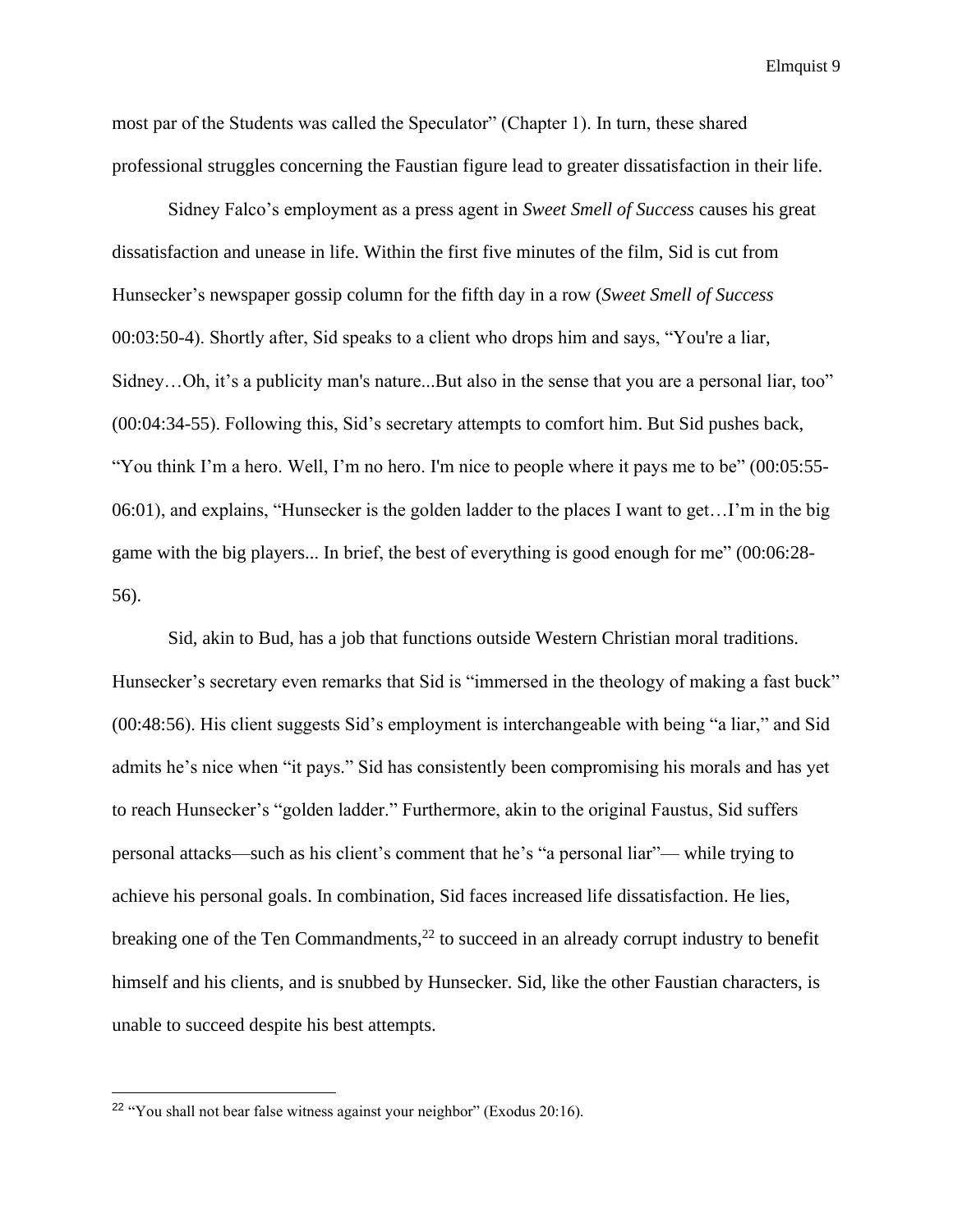most par of the Students was called the Speculator" (Chapter 1). In turn, these shared professional struggles concerning the Faustian figure lead to greater dissatisfaction in their life.

Sidney Falco's employment as a press agent in *Sweet Smell of Success* causes his great dissatisfaction and unease in life. Within the first five minutes of the film, Sid is cut from Hunsecker's newspaper gossip column for the fifth day in a row (*Sweet Smell of Success* 00:03:50-4). Shortly after, Sid speaks to a client who drops him and says, "You're a liar, Sidney…Oh, it's a publicity man's nature...But also in the sense that you are a personal liar, too" (00:04:34-55). Following this, Sid's secretary attempts to comfort him. But Sid pushes back, "You think I'm a hero. Well, I'm no hero. I'm nice to people where it pays me to be" (00:05:55-06:01), and explains, "Hunsecker is the golden ladder to the places I want to get…I'm in the big game with the big players... In brief, the best of everything is good enough for me" (00:06:28-56).

Sid, akin to Bud, has a job that functions outside Western Christian moral traditions. Hunsecker's secretary even remarks that Sid is "immersed in the theology of making a fast buck" (00:48:56). His client suggests Sid's employment is interchangeable with being "a liar," and Sid admits he's nice when "it pays." Sid has consistently been compromising his morals and has yet to reach Hunsecker's "golden ladder." Furthermore, akin to the original Faustus, Sid suffers personal attacks—such as his client's comment that he's "a personal liar"— while trying to achieve his personal goals. In combination, Sid faces increased life dissatisfaction. He lies, breaking one of the Ten Commandments,[22] to succeed in an already corrupt industry to benefit himself and his clients, and is snubbed by Hunsecker. Sid, like the other Faustian characters, is unable to succeed despite his best attempts.

---

[22] "You shall not bear false witness against your neighbor" (Exodus 20:16).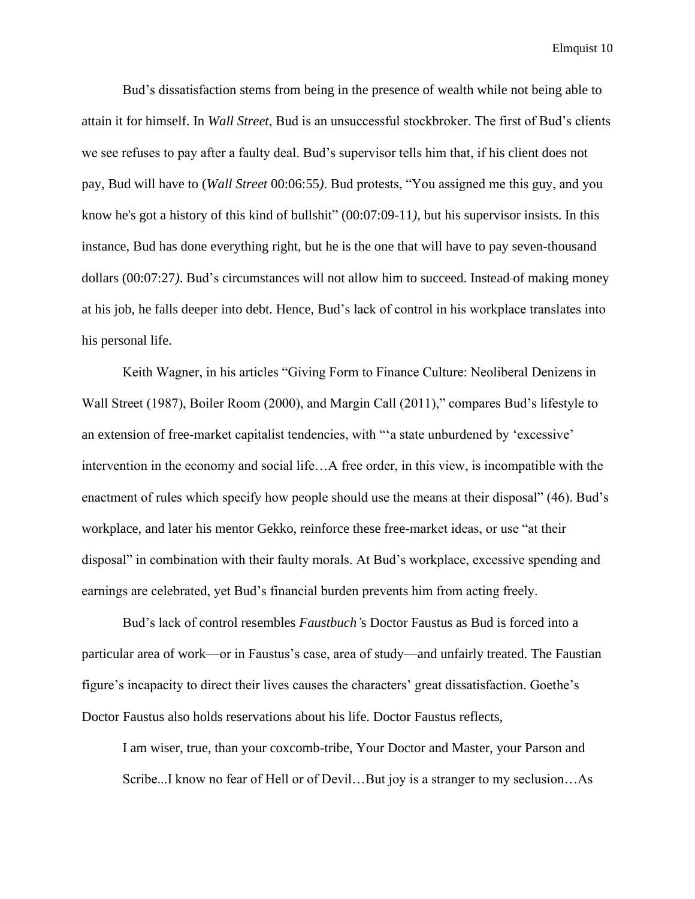Bud's dissatisfaction stems from being in the presence of wealth while not being able to attain it for himself. In *Wall Street*, Bud is an unsuccessful stockbroker. The first of Bud's clients we see refuses to pay after a faulty deal. Bud's supervisor tells him that, if his client does not pay, Bud will have to (*Wall Street* 00:06:55*)*. Bud protests, "You assigned me this guy, and you know he's got a history of this kind of bullshit" (00:07:09-11*)*, but his supervisor insists. In this instance, Bud has done everything right, but he is the one that will have to pay seven-thousand dollars (00:07:27*)*. Bud's circumstances will not allow him to succeed. Instead of making money at his job, he falls deeper into debt. Hence, Bud's lack of control in his workplace translates into his personal life.

Keith Wagner, in his articles "Giving Form to Finance Culture: Neoliberal Denizens in Wall Street (1987), Boiler Room (2000), and Margin Call (2011)," compares Bud's lifestyle to an extension of free-market capitalist tendencies, with "'a state unburdened by 'excessive' intervention in the economy and social life…A free order, in this view, is incompatible with the enactment of rules which specify how people should use the means at their disposal" (46). Bud's workplace, and later his mentor Gekko, reinforce these free-market ideas, or use "at their disposal" in combination with their faulty morals. At Bud's workplace, excessive spending and earnings are celebrated, yet Bud's financial burden prevents him from acting freely.

Bud's lack of control resembles *Faustbuch'*s Doctor Faustus as Bud is forced into a particular area of work—or in Faustus's case, area of study—and unfairly treated. The Faustian figure's incapacity to direct their lives causes the characters' great dissatisfaction. Goethe's Doctor Faustus also holds reservations about his life. Doctor Faustus reflects,

> I am wiser, true, than your coxcomb-tribe, Your Doctor and Master, your Parson and Scribe...I know no fear of Hell or of Devil…But joy is a stranger to my seclusion…As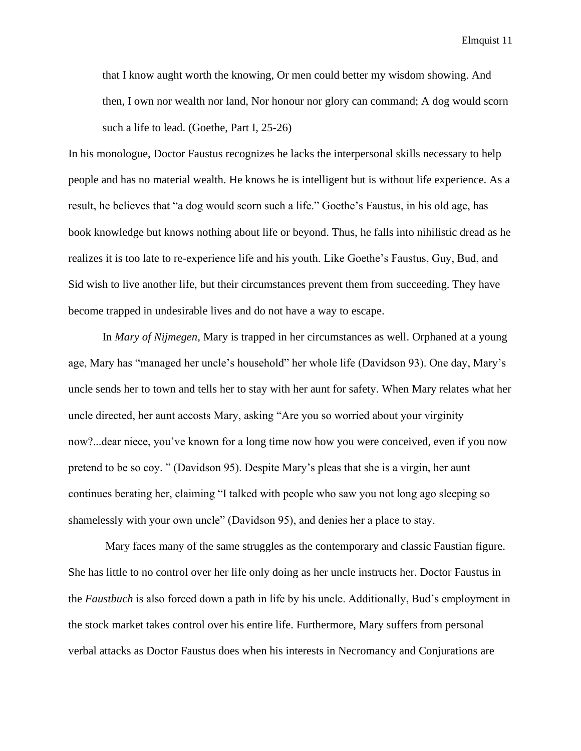> that I know aught worth the knowing, Or men could better my wisdom showing. And then, I own nor wealth nor land, Nor honour nor glory can command; A dog would scorn such a life to lead. (Goethe, Part I, 25-26)

In his monologue, Doctor Faustus recognizes he lacks the interpersonal skills necessary to help people and has no material wealth. He knows he is intelligent but is without life experience. As a result, he believes that "a dog would scorn such a life." Goethe's Faustus, in his old age, has book knowledge but knows nothing about life or beyond. Thus, he falls into nihilistic dread as he realizes it is too late to re-experience life and his youth. Like Goethe's Faustus, Guy, Bud, and Sid wish to live another life, but their circumstances prevent them from succeeding. They have become trapped in undesirable lives and do not have a way to escape.

In *Mary of Nijmegen,* Mary is trapped in her circumstances as well. Orphaned at a young age, Mary has "managed her uncle's household" her whole life (Davidson 93). One day, Mary's uncle sends her to town and tells her to stay with her aunt for safety. When Mary relates what her uncle directed, her aunt accosts Mary, asking "Are you so worried about your virginity now?...dear niece, you've known for a long time now how you were conceived, even if you now pretend to be so coy. " (Davidson 95). Despite Mary's pleas that she is a virgin, her aunt continues berating her, claiming "I talked with people who saw you not long ago sleeping so shamelessly with your own uncle" (Davidson 95), and denies her a place to stay.

Mary faces many of the same struggles as the contemporary and classic Faustian figure. She has little to no control over her life only doing as her uncle instructs her. Doctor Faustus in the *Faustbuch* is also forced down a path in life by his uncle. Additionally, Bud's employment in the stock market takes control over his entire life. Furthermore, Mary suffers from personal verbal attacks as Doctor Faustus does when his interests in Necromancy and Conjurations are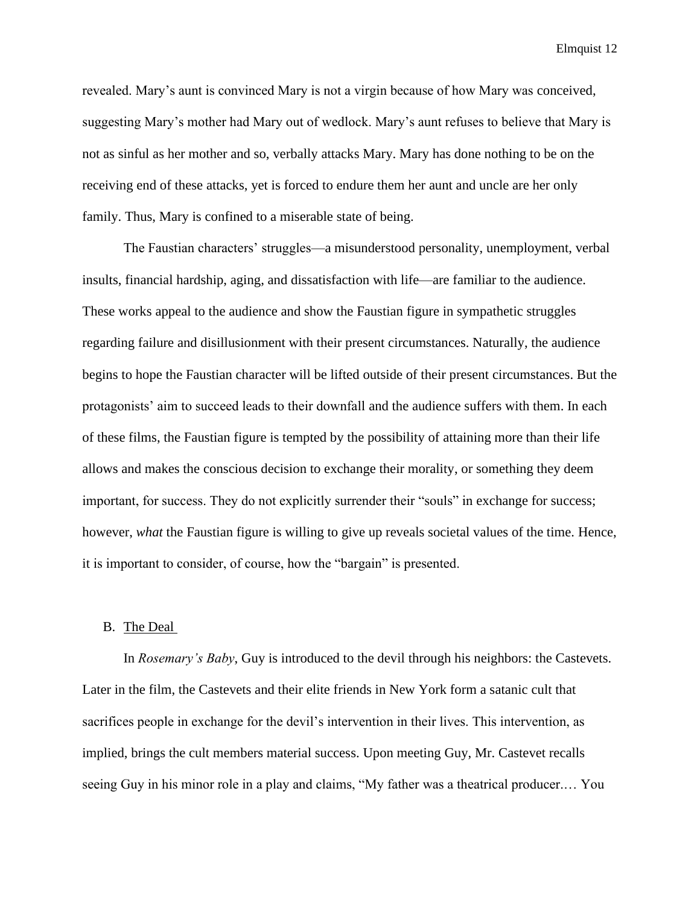revealed. Mary's aunt is convinced Mary is not a virgin because of how Mary was conceived, suggesting Mary's mother had Mary out of wedlock. Mary's aunt refuses to believe that Mary is not as sinful as her mother and so, verbally attacks Mary. Mary has done nothing to be on the receiving end of these attacks, yet is forced to endure them her aunt and uncle are her only family. Thus, Mary is confined to a miserable state of being.

The Faustian characters' struggles—a misunderstood personality, unemployment, verbal insults, financial hardship, aging, and dissatisfaction with life—are familiar to the audience. These works appeal to the audience and show the Faustian figure in sympathetic struggles regarding failure and disillusionment with their present circumstances. Naturally, the audience begins to hope the Faustian character will be lifted outside of their present circumstances. But the protagonists' aim to succeed leads to their downfall and the audience suffers with them. In each of these films, the Faustian figure is tempted by the possibility of attaining more than their life allows and makes the conscious decision to exchange their morality, or something they deem important, for success. They do not explicitly surrender their "souls" in exchange for success; however, *what* the Faustian figure is willing to give up reveals societal values of the time. Hence, it is important to consider, of course, how the "bargain" is presented.

### B. The Deal

In *Rosemary's Baby*, Guy is introduced to the devil through his neighbors: the Castevets. Later in the film, the Castevets and their elite friends in New York form a satanic cult that sacrifices people in exchange for the devil's intervention in their lives. This intervention, as implied, brings the cult members material success. Upon meeting Guy, Mr. Castevet recalls seeing Guy in his minor role in a play and claims, "My father was a theatrical producer.… You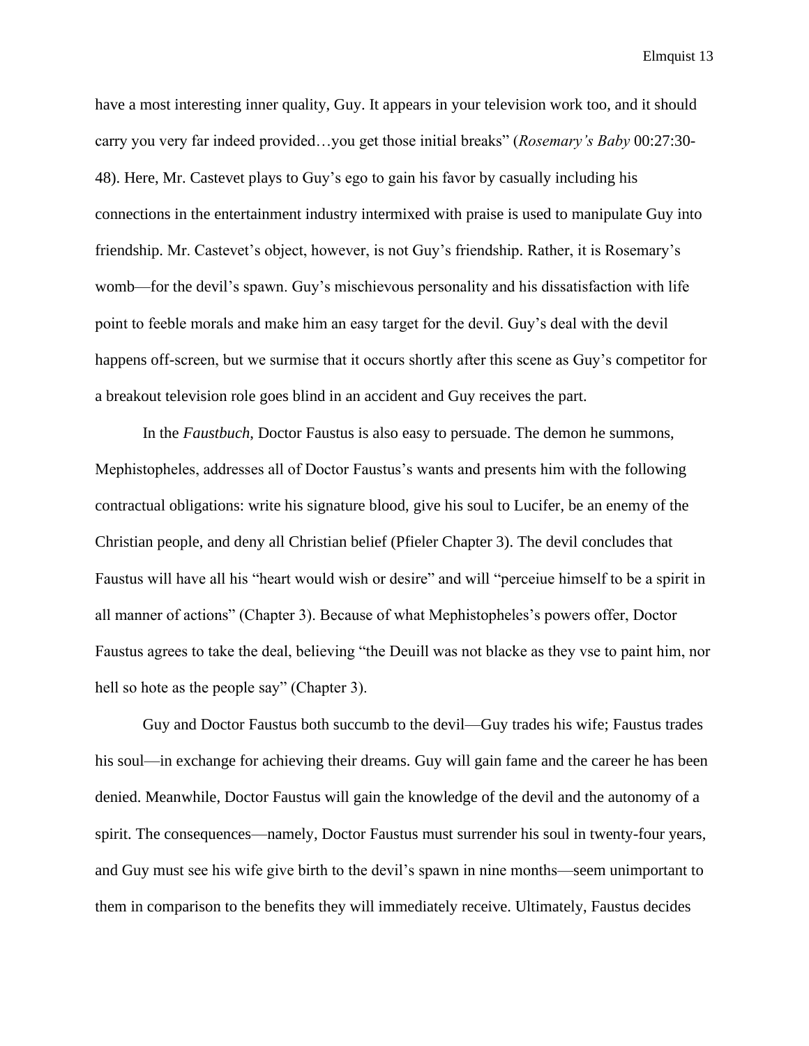have a most interesting inner quality, Guy. It appears in your television work too, and it should carry you very far indeed provided…you get those initial breaks" (*Rosemary's Baby* 00:27:30-48). Here, Mr. Castevet plays to Guy's ego to gain his favor by casually including his connections in the entertainment industry intermixed with praise is used to manipulate Guy into friendship. Mr. Castevet's object, however, is not Guy's friendship. Rather, it is Rosemary's womb—for the devil's spawn. Guy's mischievous personality and his dissatisfaction with life point to feeble morals and make him an easy target for the devil. Guy's deal with the devil happens off-screen, but we surmise that it occurs shortly after this scene as Guy's competitor for a breakout television role goes blind in an accident and Guy receives the part.

In the *Faustbuch*, Doctor Faustus is also easy to persuade. The demon he summons, Mephistopheles, addresses all of Doctor Faustus's wants and presents him with the following contractual obligations: write his signature blood, give his soul to Lucifer, be an enemy of the Christian people, and deny all Christian belief (Pfieler Chapter 3). The devil concludes that Faustus will have all his "heart would wish or desire" and will "perceiue himself to be a spirit in all manner of actions" (Chapter 3). Because of what Mephistopheles's powers offer, Doctor Faustus agrees to take the deal, believing "the Deuill was not blacke as they vse to paint him, nor hell so hote as the people say" (Chapter 3).

Guy and Doctor Faustus both succumb to the devil—Guy trades his wife; Faustus trades his soul—in exchange for achieving their dreams. Guy will gain fame and the career he has been denied. Meanwhile, Doctor Faustus will gain the knowledge of the devil and the autonomy of a spirit. The consequences—namely, Doctor Faustus must surrender his soul in twenty-four years, and Guy must see his wife give birth to the devil's spawn in nine months—seem unimportant to them in comparison to the benefits they will immediately receive. Ultimately, Faustus decides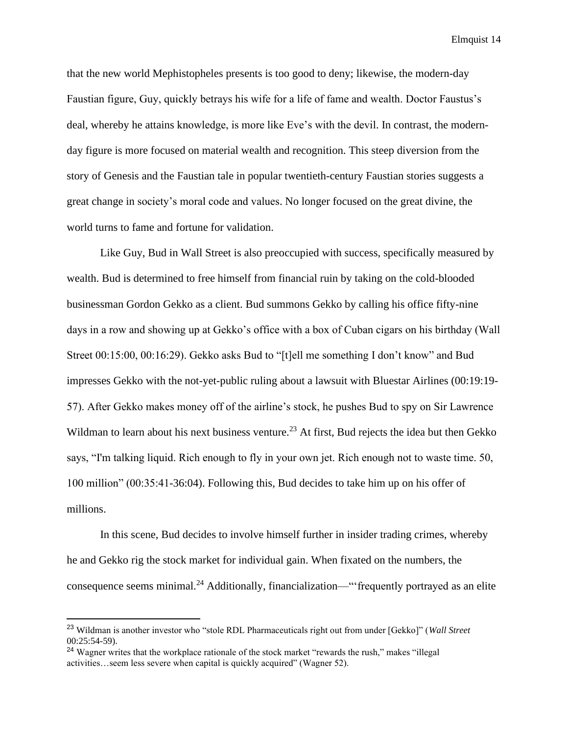that the new world Mephistopheles presents is too good to deny; likewise, the modern-day Faustian figure, Guy, quickly betrays his wife for a life of fame and wealth. Doctor Faustus's deal, whereby he attains knowledge, is more like Eve's with the devil. In contrast, the modern-day figure is more focused on material wealth and recognition. This steep diversion from the story of Genesis and the Faustian tale in popular twentieth-century Faustian stories suggests a great change in society's moral code and values. No longer focused on the great divine, the world turns to fame and fortune for validation.

Like Guy, Bud in Wall Street is also preoccupied with success, specifically measured by wealth. Bud is determined to free himself from financial ruin by taking on the cold-blooded businessman Gordon Gekko as a client. Bud summons Gekko by calling his office fifty-nine days in a row and showing up at Gekko's office with a box of Cuban cigars on his birthday (Wall Street 00:15:00, 00:16:29). Gekko asks Bud to "[t]ell me something I don't know" and Bud impresses Gekko with the not-yet-public ruling about a lawsuit with Bluestar Airlines (00:19:19-57). After Gekko makes money off of the airline's stock, he pushes Bud to spy on Sir Lawrence Wildman to learn about his next business venture.[23] At first, Bud rejects the idea but then Gekko says, "I'm talking liquid. Rich enough to fly in your own jet. Rich enough not to waste time. 50, 100 million" (00:35:41-36:04). Following this, Bud decides to take him up on his offer of millions.

In this scene, Bud decides to involve himself further in insider trading crimes, whereby he and Gekko rig the stock market for individual gain. When fixated on the numbers, the consequence seems minimal.[24] Additionally, financialization—"'frequently portrayed as an elite

---

[23] Wildman is another investor who "stole RDL Pharmaceuticals right out from under [Gekko]" (*Wall Street* 00:25:54-59).

[24] Wagner writes that the workplace rationale of the stock market "rewards the rush," makes "illegal activities…seem less severe when capital is quickly acquired" (Wagner 52).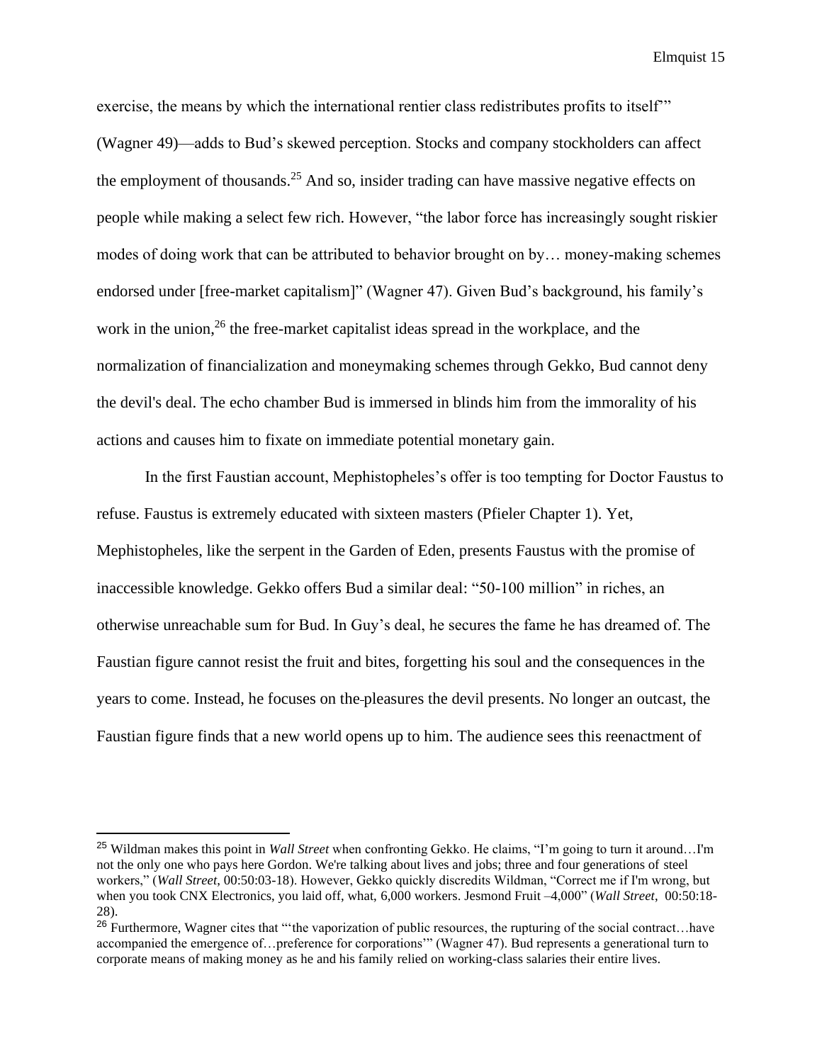exercise, the means by which the international rentier class redistributes profits to itself'" (Wagner 49)—adds to Bud's skewed perception. Stocks and company stockholders can affect the employment of thousands.[25] And so, insider trading can have massive negative effects on people while making a select few rich. However, "the labor force has increasingly sought riskier modes of doing work that can be attributed to behavior brought on by… money-making schemes endorsed under [free-market capitalism]" (Wagner 47). Given Bud's background, his family's work in the union,[26] the free-market capitalist ideas spread in the workplace, and the normalization of financialization and moneymaking schemes through Gekko, Bud cannot deny the devil's deal. The echo chamber Bud is immersed in blinds him from the immorality of his actions and causes him to fixate on immediate potential monetary gain.

In the first Faustian account, Mephistopheles's offer is too tempting for Doctor Faustus to refuse. Faustus is extremely educated with sixteen masters (Pfieler Chapter 1). Yet, Mephistopheles, like the serpent in the Garden of Eden, presents Faustus with the promise of inaccessible knowledge. Gekko offers Bud a similar deal: "50-100 million" in riches, an otherwise unreachable sum for Bud. In Guy's deal, he secures the fame he has dreamed of. The Faustian figure cannot resist the fruit and bites, forgetting his soul and the consequences in the years to come. Instead, he focuses on the pleasures the devil presents. No longer an outcast, the Faustian figure finds that a new world opens up to him. The audience sees this reenactment of

[25] Wildman makes this point in *Wall Street* when confronting Gekko. He claims, "I'm going to turn it around…I'm not the only one who pays here Gordon. We're talking about lives and jobs; three and four generations of steel workers," (*Wall Street*, 00:50:03-18). However, Gekko quickly discredits Wildman, "Correct me if I'm wrong, but when you took CNX Electronics, you laid off, what, 6,000 workers. Jesmond Fruit –4,000" (*Wall Street*, 00:50:18-28).

[26] Furthermore, Wagner cites that "'the vaporization of public resources, the rupturing of the social contract…have accompanied the emergence of…preference for corporations'" (Wagner 47). Bud represents a generational turn to corporate means of making money as he and his family relied on working-class salaries their entire lives.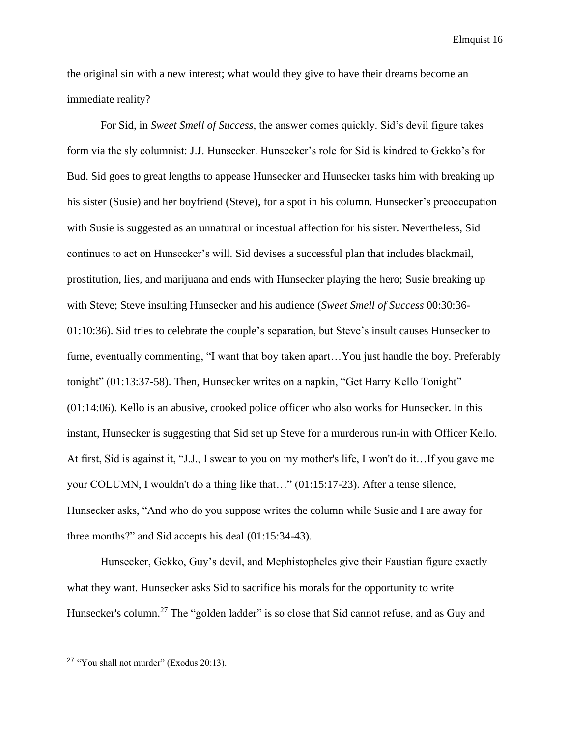the original sin with a new interest; what would they give to have their dreams become an immediate reality?

For Sid, in *Sweet Smell of Success*, the answer comes quickly. Sid's devil figure takes form via the sly columnist: J.J. Hunsecker. Hunsecker's role for Sid is kindred to Gekko's for Bud. Sid goes to great lengths to appease Hunsecker and Hunsecker tasks him with breaking up his sister (Susie) and her boyfriend (Steve), for a spot in his column. Hunsecker's preoccupation with Susie is suggested as an unnatural or incestual affection for his sister. Nevertheless, Sid continues to act on Hunsecker's will. Sid devises a successful plan that includes blackmail, prostitution, lies, and marijuana and ends with Hunsecker playing the hero; Susie breaking up with Steve; Steve insulting Hunsecker and his audience (*Sweet Smell of Success* 00:30:36-01:10:36). Sid tries to celebrate the couple's separation, but Steve's insult causes Hunsecker to fume, eventually commenting, "I want that boy taken apart…You just handle the boy. Preferably tonight" (01:13:37-58). Then, Hunsecker writes on a napkin, "Get Harry Kello Tonight" (01:14:06). Kello is an abusive, crooked police officer who also works for Hunsecker. In this instant, Hunsecker is suggesting that Sid set up Steve for a murderous run-in with Officer Kello. At first, Sid is against it, "J.J., I swear to you on my mother's life, I won't do it…If you gave me your COLUMN, I wouldn't do a thing like that…" (01:15:17-23). After a tense silence, Hunsecker asks, "And who do you suppose writes the column while Susie and I are away for three months?" and Sid accepts his deal (01:15:34-43).

Hunsecker, Gekko, Guy's devil, and Mephistopheles give their Faustian figure exactly what they want. Hunsecker asks Sid to sacrifice his morals for the opportunity to write Hunsecker's column.[27] The "golden ladder" is so close that Sid cannot refuse, and as Guy and

[27] "You shall not murder" (Exodus 20:13).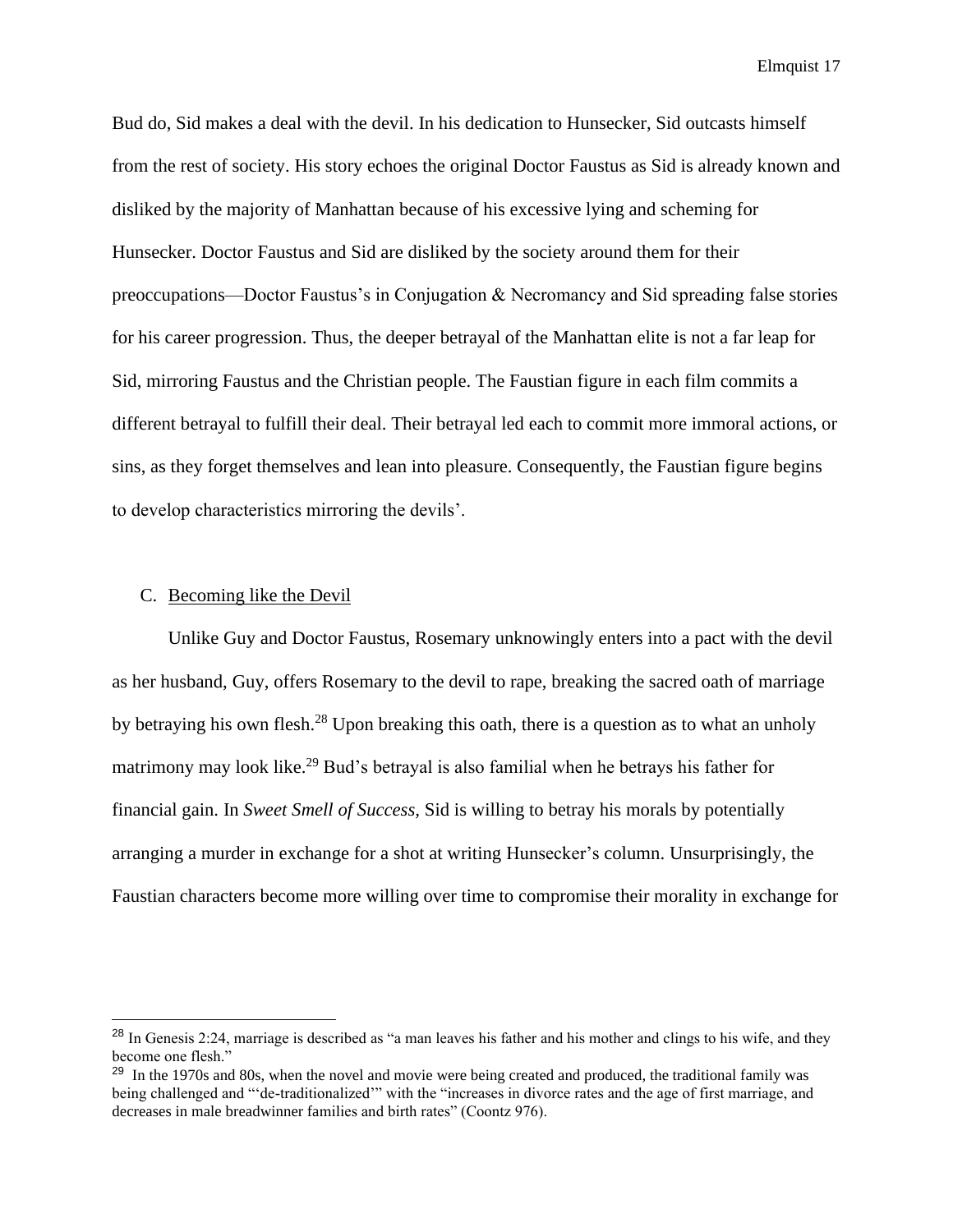Bud do, Sid makes a deal with the devil. In his dedication to Hunsecker, Sid outcasts himself from the rest of society. His story echoes the original Doctor Faustus as Sid is already known and disliked by the majority of Manhattan because of his excessive lying and scheming for Hunsecker. Doctor Faustus and Sid are disliked by the society around them for their preoccupations—Doctor Faustus's in Conjugation & Necromancy and Sid spreading false stories for his career progression. Thus, the deeper betrayal of the Manhattan elite is not a far leap for Sid, mirroring Faustus and the Christian people. The Faustian figure in each film commits a different betrayal to fulfill their deal. Their betrayal led each to commit more immoral actions, or sins, as they forget themselves and lean into pleasure. Consequently, the Faustian figure begins to develop characteristics mirroring the devils'.

C. Becoming like the Devil

Unlike Guy and Doctor Faustus, Rosemary unknowingly enters into a pact with the devil as her husband, Guy, offers Rosemary to the devil to rape, breaking the sacred oath of marriage by betraying his own flesh.[28] Upon breaking this oath, there is a question as to what an unholy matrimony may look like.[29] Bud's betrayal is also familial when he betrays his father for financial gain. In *Sweet Smell of Success*, Sid is willing to betray his morals by potentially arranging a murder in exchange for a shot at writing Hunsecker's column. Unsurprisingly, the Faustian characters become more willing over time to compromise their morality in exchange for

---

[28] In Genesis 2:24, marriage is described as "a man leaves his father and his mother and clings to his wife, and they become one flesh."

[29] In the 1970s and 80s, when the novel and movie were being created and produced, the traditional family was being challenged and "'de-traditionalized'" with the "increases in divorce rates and the age of first marriage, and decreases in male breadwinner families and birth rates" (Coontz 976).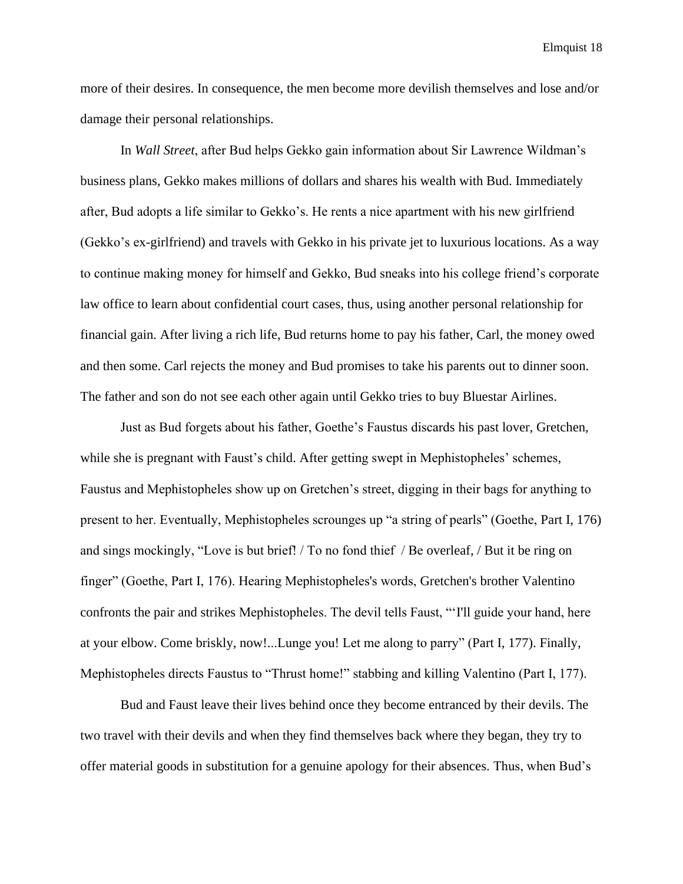more of their desires. In consequence, the men become more devilish themselves and lose and/or damage their personal relationships.

In *Wall Street*, after Bud helps Gekko gain information about Sir Lawrence Wildman's business plans, Gekko makes millions of dollars and shares his wealth with Bud. Immediately after, Bud adopts a life similar to Gekko's. He rents a nice apartment with his new girlfriend (Gekko's ex-girlfriend) and travels with Gekko in his private jet to luxurious locations. As a way to continue making money for himself and Gekko, Bud sneaks into his college friend's corporate law office to learn about confidential court cases, thus, using another personal relationship for financial gain. After living a rich life, Bud returns home to pay his father, Carl, the money owed and then some. Carl rejects the money and Bud promises to take his parents out to dinner soon. The father and son do not see each other again until Gekko tries to buy Bluestar Airlines.

Just as Bud forgets about his father, Goethe's Faustus discards his past lover, Gretchen, while she is pregnant with Faust's child. After getting swept in Mephistopheles' schemes, Faustus and Mephistopheles show up on Gretchen's street, digging in their bags for anything to present to her. Eventually, Mephistopheles scrounges up "a string of pearls" (Goethe, Part I, 176) and sings mockingly, "Love is but brief! / To no fond thief / Be overleaf, / But it be ring on finger" (Goethe, Part I, 176). Hearing Mephistopheles's words, Gretchen's brother Valentino confronts the pair and strikes Mephistopheles. The devil tells Faust, "'I'll guide your hand, here at your elbow. Come briskly, now!...Lunge you! Let me along to parry" (Part I, 177). Finally, Mephistopheles directs Faustus to "Thrust home!" stabbing and killing Valentino (Part I, 177).

Bud and Faust leave their lives behind once they become entranced by their devils. The two travel with their devils and when they find themselves back where they began, they try to offer material goods in substitution for a genuine apology for their absences. Thus, when Bud's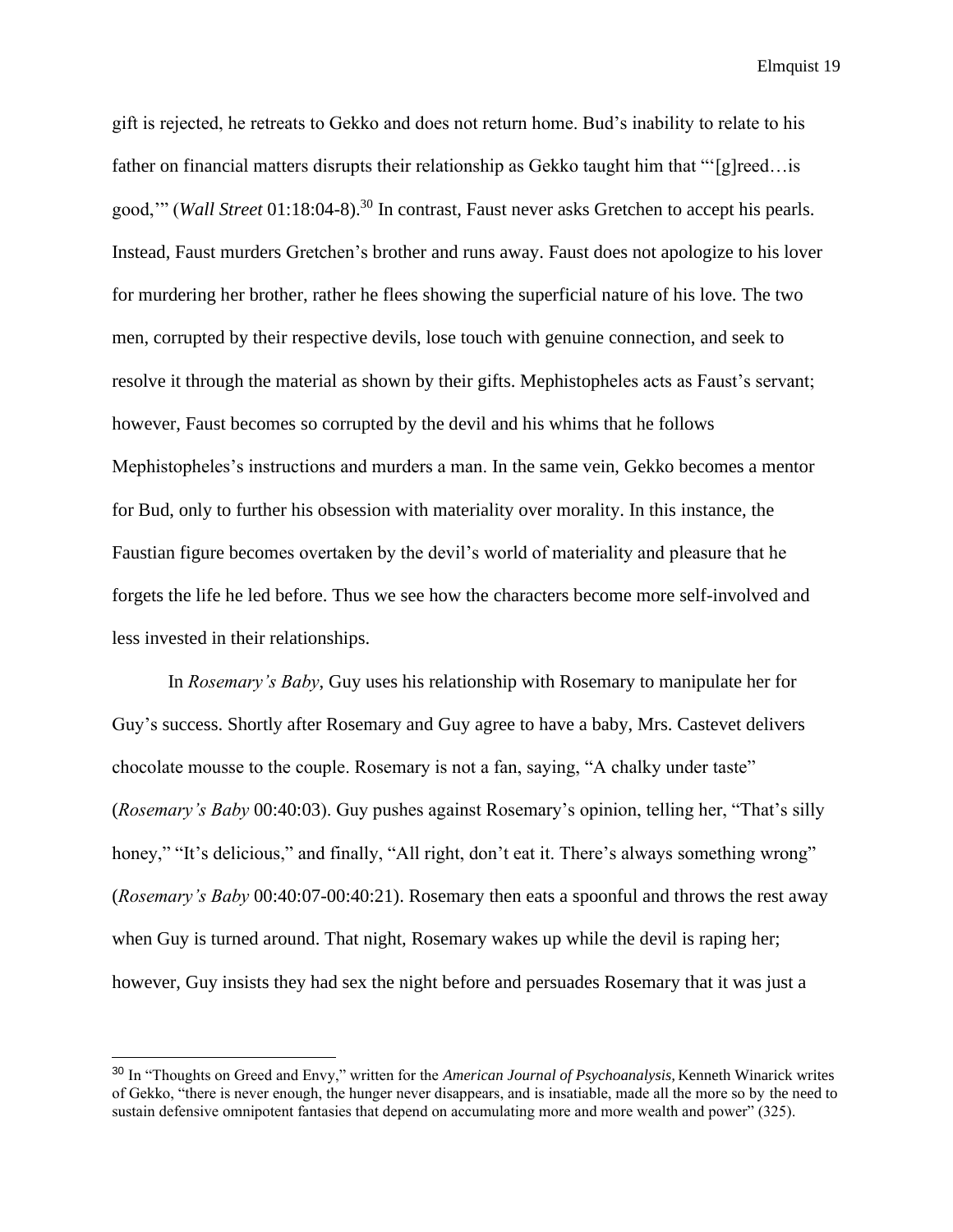gift is rejected, he retreats to Gekko and does not return home. Bud's inability to relate to his father on financial matters disrupts their relationship as Gekko taught him that "'[g]reed…is good,'" (*Wall Street* 01:18:04-8).[30] In contrast, Faust never asks Gretchen to accept his pearls. Instead, Faust murders Gretchen's brother and runs away. Faust does not apologize to his lover for murdering her brother, rather he flees showing the superficial nature of his love. The two men, corrupted by their respective devils, lose touch with genuine connection, and seek to resolve it through the material as shown by their gifts. Mephistopheles acts as Faust's servant; however, Faust becomes so corrupted by the devil and his whims that he follows Mephistopheles's instructions and murders a man. In the same vein, Gekko becomes a mentor for Bud, only to further his obsession with materiality over morality. In this instance, the Faustian figure becomes overtaken by the devil's world of materiality and pleasure that he forgets the life he led before. Thus we see how the characters become more self-involved and less invested in their relationships.

In *Rosemary's Baby*, Guy uses his relationship with Rosemary to manipulate her for Guy's success. Shortly after Rosemary and Guy agree to have a baby, Mrs. Castevet delivers chocolate mousse to the couple. Rosemary is not a fan, saying, "A chalky under taste" (*Rosemary's Baby* 00:40:03). Guy pushes against Rosemary's opinion, telling her, "That's silly honey," "It's delicious," and finally, "All right, don't eat it. There's always something wrong" (*Rosemary's Baby* 00:40:07-00:40:21). Rosemary then eats a spoonful and throws the rest away when Guy is turned around. That night, Rosemary wakes up while the devil is raping her; however, Guy insists they had sex the night before and persuades Rosemary that it was just a

[30] In "Thoughts on Greed and Envy," written for the *American Journal of Psychoanalysis,* Kenneth Winarick writes of Gekko, "there is never enough, the hunger never disappears, and is insatiable, made all the more so by the need to sustain defensive omnipotent fantasies that depend on accumulating more and more wealth and power" (325).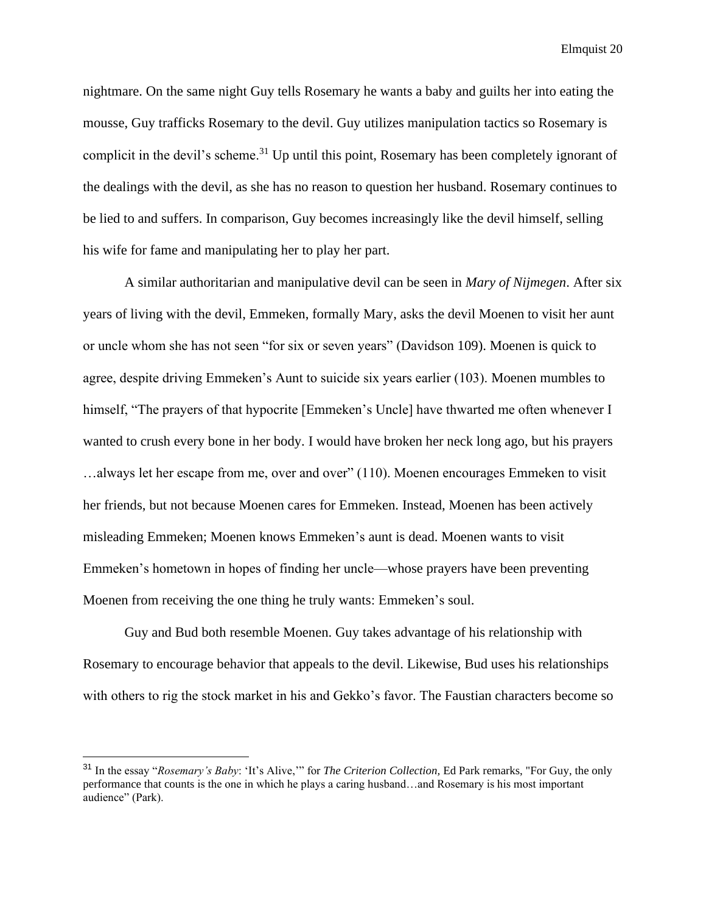nightmare. On the same night Guy tells Rosemary he wants a baby and guilts her into eating the mousse, Guy trafficks Rosemary to the devil. Guy utilizes manipulation tactics so Rosemary is complicit in the devil's scheme.[31] Up until this point, Rosemary has been completely ignorant of the dealings with the devil, as she has no reason to question her husband. Rosemary continues to be lied to and suffers. In comparison, Guy becomes increasingly like the devil himself, selling his wife for fame and manipulating her to play her part.

A similar authoritarian and manipulative devil can be seen in *Mary of Nijmegen*. After six years of living with the devil, Emmeken, formally Mary, asks the devil Moenen to visit her aunt or uncle whom she has not seen "for six or seven years" (Davidson 109). Moenen is quick to agree, despite driving Emmeken's Aunt to suicide six years earlier (103). Moenen mumbles to himself, "The prayers of that hypocrite [Emmeken's Uncle] have thwarted me often whenever I wanted to crush every bone in her body. I would have broken her neck long ago, but his prayers …always let her escape from me, over and over" (110). Moenen encourages Emmeken to visit her friends, but not because Moenen cares for Emmeken. Instead, Moenen has been actively misleading Emmeken; Moenen knows Emmeken's aunt is dead. Moenen wants to visit Emmeken's hometown in hopes of finding her uncle—whose prayers have been preventing Moenen from receiving the one thing he truly wants: Emmeken's soul.

Guy and Bud both resemble Moenen. Guy takes advantage of his relationship with Rosemary to encourage behavior that appeals to the devil. Likewise, Bud uses his relationships with others to rig the stock market in his and Gekko's favor. The Faustian characters become so

---

[31] In the essay "*Rosemary's Baby*: 'It's Alive,'" for *The Criterion Collection,* Ed Park remarks, "For Guy, the only performance that counts is the one in which he plays a caring husband…and Rosemary is his most important audience" (Park).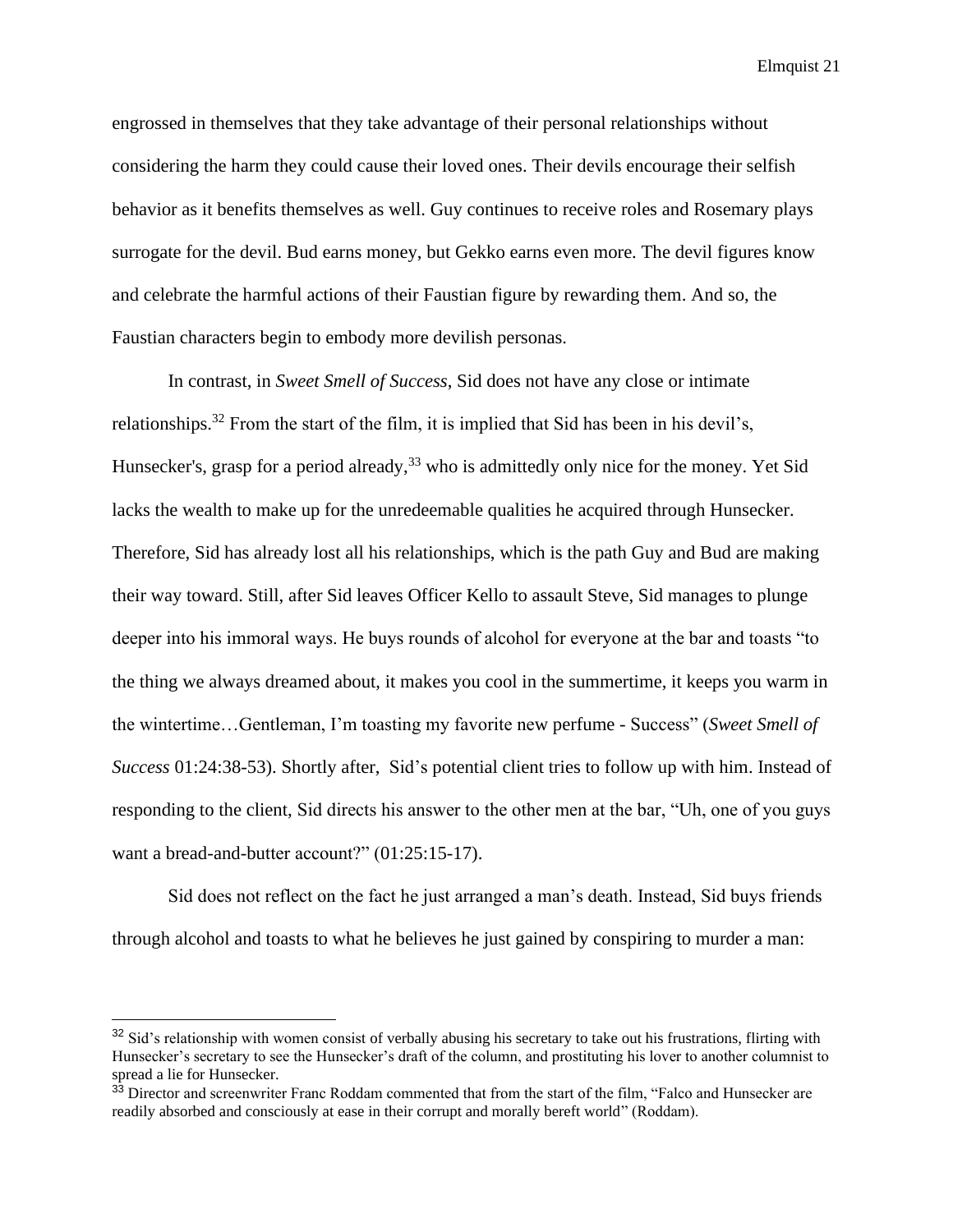engrossed in themselves that they take advantage of their personal relationships without considering the harm they could cause their loved ones. Their devils encourage their selfish behavior as it benefits themselves as well. Guy continues to receive roles and Rosemary plays surrogate for the devil. Bud earns money, but Gekko earns even more. The devil figures know and celebrate the harmful actions of their Faustian figure by rewarding them. And so, the Faustian characters begin to embody more devilish personas.

In contrast, in *Sweet Smell of Success*, Sid does not have any close or intimate relationships.[32] From the start of the film, it is implied that Sid has been in his devil's, Hunsecker's, grasp for a period already,[33] who is admittedly only nice for the money. Yet Sid lacks the wealth to make up for the unredeemable qualities he acquired through Hunsecker. Therefore, Sid has already lost all his relationships, which is the path Guy and Bud are making their way toward. Still, after Sid leaves Officer Kello to assault Steve, Sid manages to plunge deeper into his immoral ways. He buys rounds of alcohol for everyone at the bar and toasts "to the thing we always dreamed about, it makes you cool in the summertime, it keeps you warm in the wintertime…Gentleman, I'm toasting my favorite new perfume - Success" (*Sweet Smell of Success* 01:24:38-53). Shortly after, Sid's potential client tries to follow up with him. Instead of responding to the client, Sid directs his answer to the other men at the bar, "Uh, one of you guys want a bread-and-butter account?" (01:25:15-17).

Sid does not reflect on the fact he just arranged a man's death. Instead, Sid buys friends through alcohol and toasts to what he believes he just gained by conspiring to murder a man:

---

[32] Sid's relationship with women consist of verbally abusing his secretary to take out his frustrations, flirting with Hunsecker's secretary to see the Hunsecker's draft of the column, and prostituting his lover to another columnist to spread a lie for Hunsecker.

[33] Director and screenwriter Franc Roddam commented that from the start of the film, "Falco and Hunsecker are readily absorbed and consciously at ease in their corrupt and morally bereft world" (Roddam).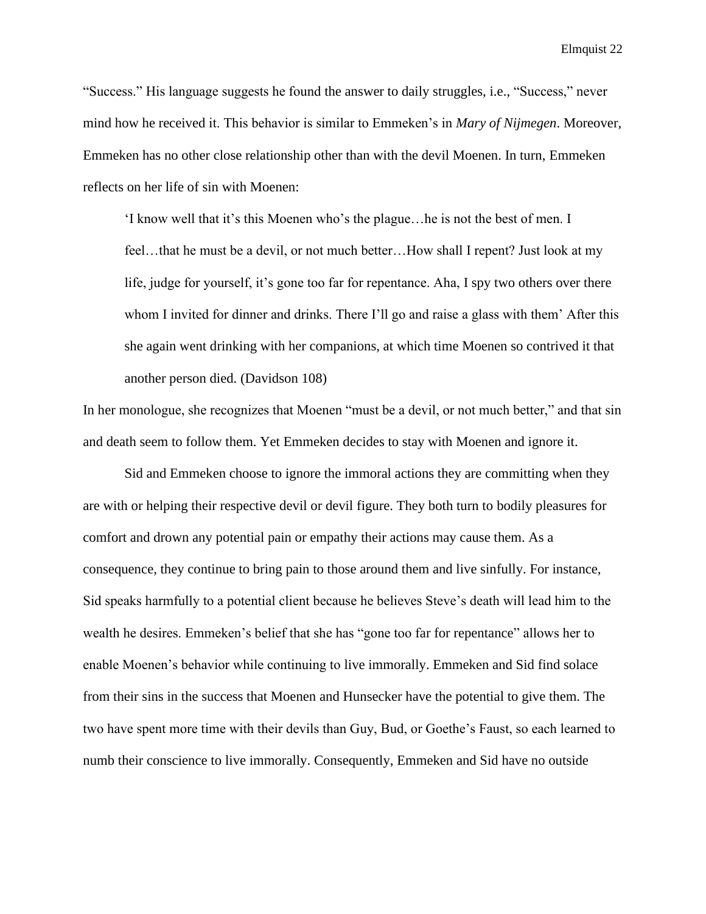"Success." His language suggests he found the answer to daily struggles, i.e., "Success," never mind how he received it. This behavior is similar to Emmeken's in *Mary of Nijmegen*. Moreover, Emmeken has no other close relationship other than with the devil Moenen. In turn, Emmeken reflects on her life of sin with Moenen:

> 'I know well that it's this Moenen who's the plague…he is not the best of men. I feel…that he must be a devil, or not much better…How shall I repent? Just look at my life, judge for yourself, it's gone too far for repentance. Aha, I spy two others over there whom I invited for dinner and drinks. There I'll go and raise a glass with them' After this she again went drinking with her companions, at which time Moenen so contrived it that another person died. (Davidson 108)

In her monologue, she recognizes that Moenen "must be a devil, or not much better," and that sin and death seem to follow them. Yet Emmeken decides to stay with Moenen and ignore it.

Sid and Emmeken choose to ignore the immoral actions they are committing when they are with or helping their respective devil or devil figure. They both turn to bodily pleasures for comfort and drown any potential pain or empathy their actions may cause them. As a consequence, they continue to bring pain to those around them and live sinfully. For instance, Sid speaks harmfully to a potential client because he believes Steve's death will lead him to the wealth he desires. Emmeken's belief that she has "gone too far for repentance" allows her to enable Moenen's behavior while continuing to live immorally. Emmeken and Sid find solace from their sins in the success that Moenen and Hunsecker have the potential to give them. The two have spent more time with their devils than Guy, Bud, or Goethe's Faust, so each learned to numb their conscience to live immorally. Consequently, Emmeken and Sid have no outside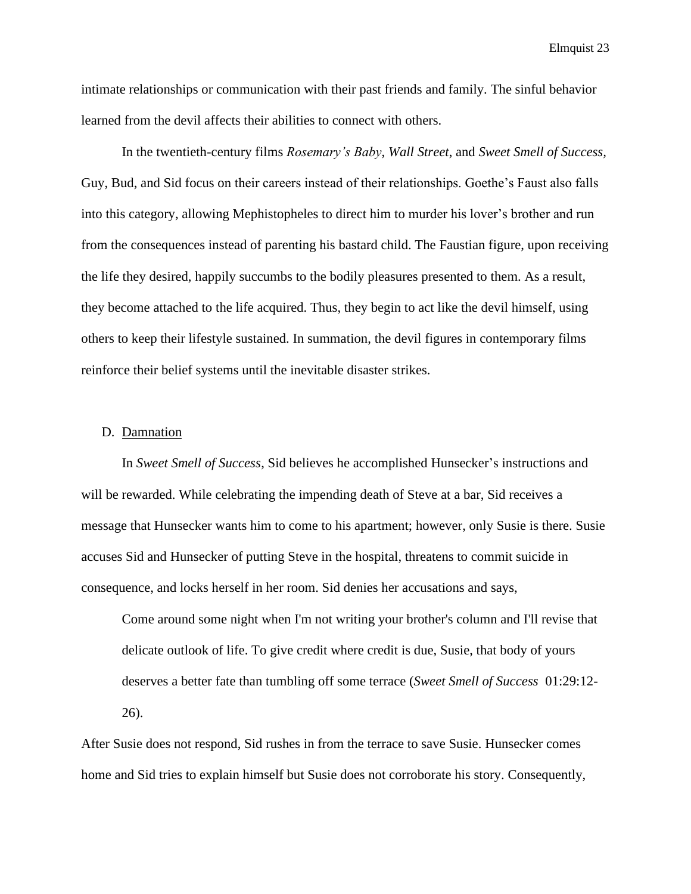intimate relationships or communication with their past friends and family. The sinful behavior learned from the devil affects their abilities to connect with others.

In the twentieth-century films *Rosemary's Baby*, *Wall Street,* and *Sweet Smell of Success,* Guy, Bud, and Sid focus on their careers instead of their relationships. Goethe's Faust also falls into this category, allowing Mephistopheles to direct him to murder his lover's brother and run from the consequences instead of parenting his bastard child. The Faustian figure, upon receiving the life they desired, happily succumbs to the bodily pleasures presented to them. As a result, they become attached to the life acquired. Thus, they begin to act like the devil himself, using others to keep their lifestyle sustained. In summation, the devil figures in contemporary films reinforce their belief systems until the inevitable disaster strikes.

D. Damnation

In *Sweet Smell of Success,* Sid believes he accomplished Hunsecker's instructions and will be rewarded. While celebrating the impending death of Steve at a bar, Sid receives a message that Hunsecker wants him to come to his apartment; however, only Susie is there. Susie accuses Sid and Hunsecker of putting Steve in the hospital, threatens to commit suicide in consequence, and locks herself in her room. Sid denies her accusations and says,

> Come around some night when I'm not writing your brother's column and I'll revise that delicate outlook of life. To give credit where credit is due, Susie, that body of yours deserves a better fate than tumbling off some terrace (*Sweet Smell of Success* 01:29:12-26).

After Susie does not respond, Sid rushes in from the terrace to save Susie. Hunsecker comes home and Sid tries to explain himself but Susie does not corroborate his story. Consequently,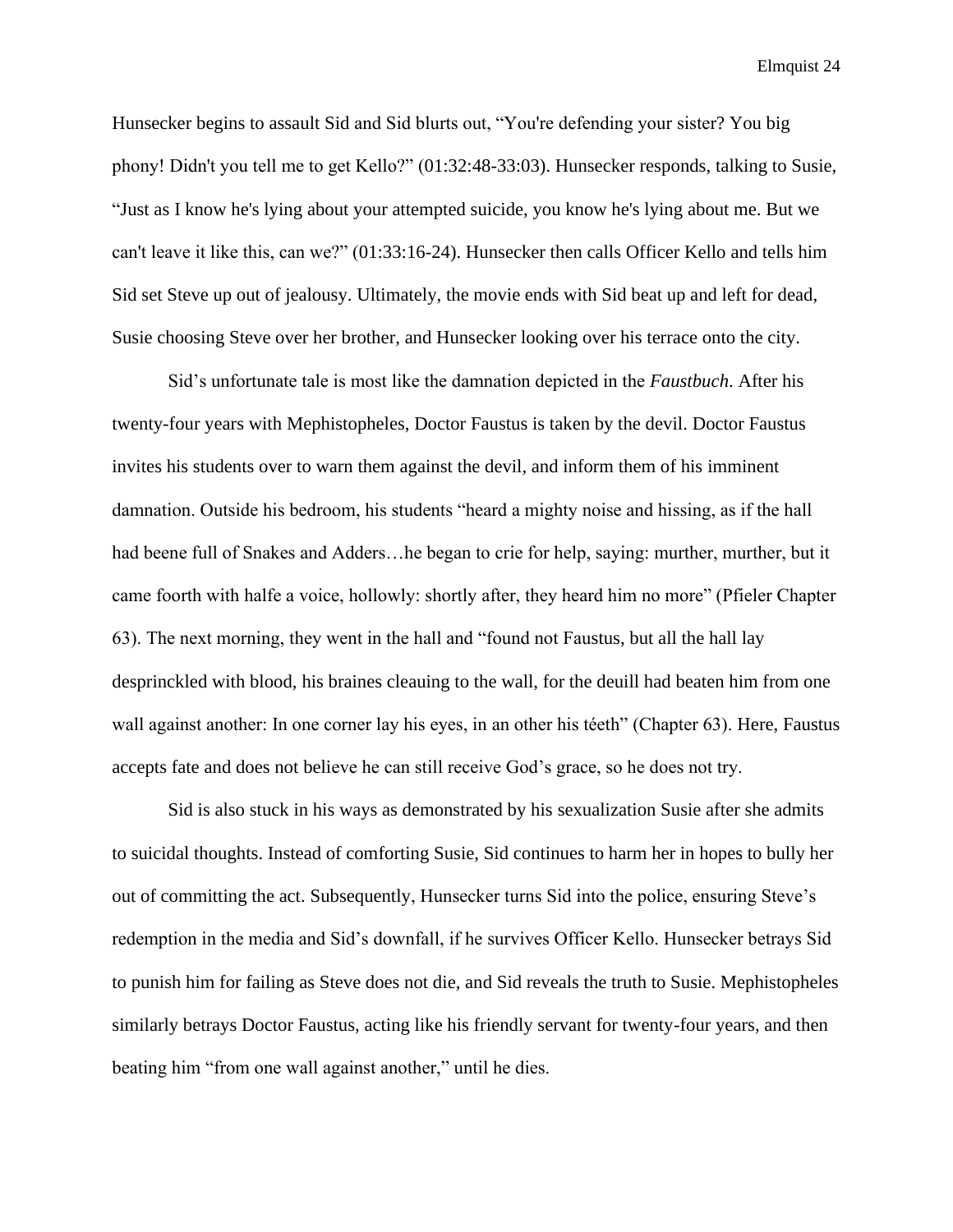Hunsecker begins to assault Sid and Sid blurts out, “You're defending your sister? You big phony! Didn't you tell me to get Kello?” (01:32:48-33:03). Hunsecker responds, talking to Susie, “Just as I know he's lying about your attempted suicide, you know he's lying about me. But we can't leave it like this, can we?” (01:33:16-24). Hunsecker then calls Officer Kello and tells him Sid set Steve up out of jealousy. Ultimately, the movie ends with Sid beat up and left for dead, Susie choosing Steve over her brother, and Hunsecker looking over his terrace onto the city.

Sid’s unfortunate tale is most like the damnation depicted in the *Faustbuch*. After his twenty-four years with Mephistopheles, Doctor Faustus is taken by the devil. Doctor Faustus invites his students over to warn them against the devil, and inform them of his imminent damnation. Outside his bedroom, his students “heard a mighty noise and hissing, as if the hall had beene full of Snakes and Adders…he began to crie for help, saying: murther, murther, but it came foorth with halfe a voice, hollowly: shortly after, they heard him no more” (Pfieler Chapter 63). The next morning, they went in the hall and “found not Faustus, but all the hall lay desprinckled with blood, his braines cleauing to the wall, for the deuill had beaten him from one wall against another: In one corner lay his eyes, in an other his téeth” (Chapter 63). Here, Faustus accepts fate and does not believe he can still receive God’s grace, so he does not try.

Sid is also stuck in his ways as demonstrated by his sexualization Susie after she admits to suicidal thoughts. Instead of comforting Susie, Sid continues to harm her in hopes to bully her out of committing the act. Subsequently, Hunsecker turns Sid into the police, ensuring Steve’s redemption in the media and Sid’s downfall, if he survives Officer Kello. Hunsecker betrays Sid to punish him for failing as Steve does not die, and Sid reveals the truth to Susie. Mephistopheles similarly betrays Doctor Faustus, acting like his friendly servant for twenty-four years, and then beating him “from one wall against another,” until he dies.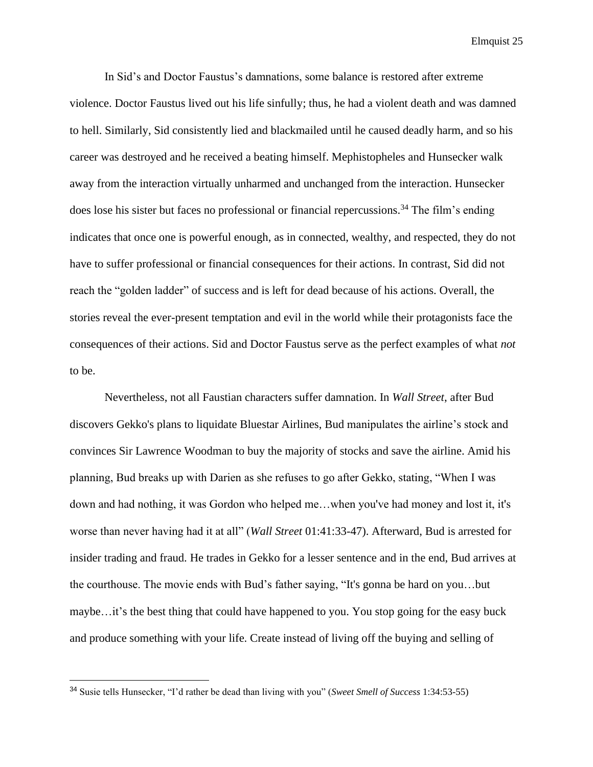In Sid's and Doctor Faustus's damnations, some balance is restored after extreme violence. Doctor Faustus lived out his life sinfully; thus, he had a violent death and was damned to hell. Similarly, Sid consistently lied and blackmailed until he caused deadly harm, and so his career was destroyed and he received a beating himself. Mephistopheles and Hunsecker walk away from the interaction virtually unharmed and unchanged from the interaction. Hunsecker does lose his sister but faces no professional or financial repercussions.[34] The film's ending indicates that once one is powerful enough, as in connected, wealthy, and respected, they do not have to suffer professional or financial consequences for their actions. In contrast, Sid did not reach the "golden ladder" of success and is left for dead because of his actions. Overall, the stories reveal the ever-present temptation and evil in the world while their protagonists face the consequences of their actions. Sid and Doctor Faustus serve as the perfect examples of what *not* to be.

Nevertheless, not all Faustian characters suffer damnation. In *Wall Street*, after Bud discovers Gekko's plans to liquidate Bluestar Airlines, Bud manipulates the airline's stock and convinces Sir Lawrence Woodman to buy the majority of stocks and save the airline. Amid his planning, Bud breaks up with Darien as she refuses to go after Gekko, stating, "When I was down and had nothing, it was Gordon who helped me…when you've had money and lost it, it's worse than never having had it at all" (*Wall Street* 01:41:33-47). Afterward, Bud is arrested for insider trading and fraud. He trades in Gekko for a lesser sentence and in the end, Bud arrives at the courthouse. The movie ends with Bud's father saying, "It's gonna be hard on you…but maybe…it's the best thing that could have happened to you. You stop going for the easy buck and produce something with your life. Create instead of living off the buying and selling of

---

[34] Susie tells Hunsecker, "I'd rather be dead than living with you" (*Sweet Smell of Success* 1:34:53-55)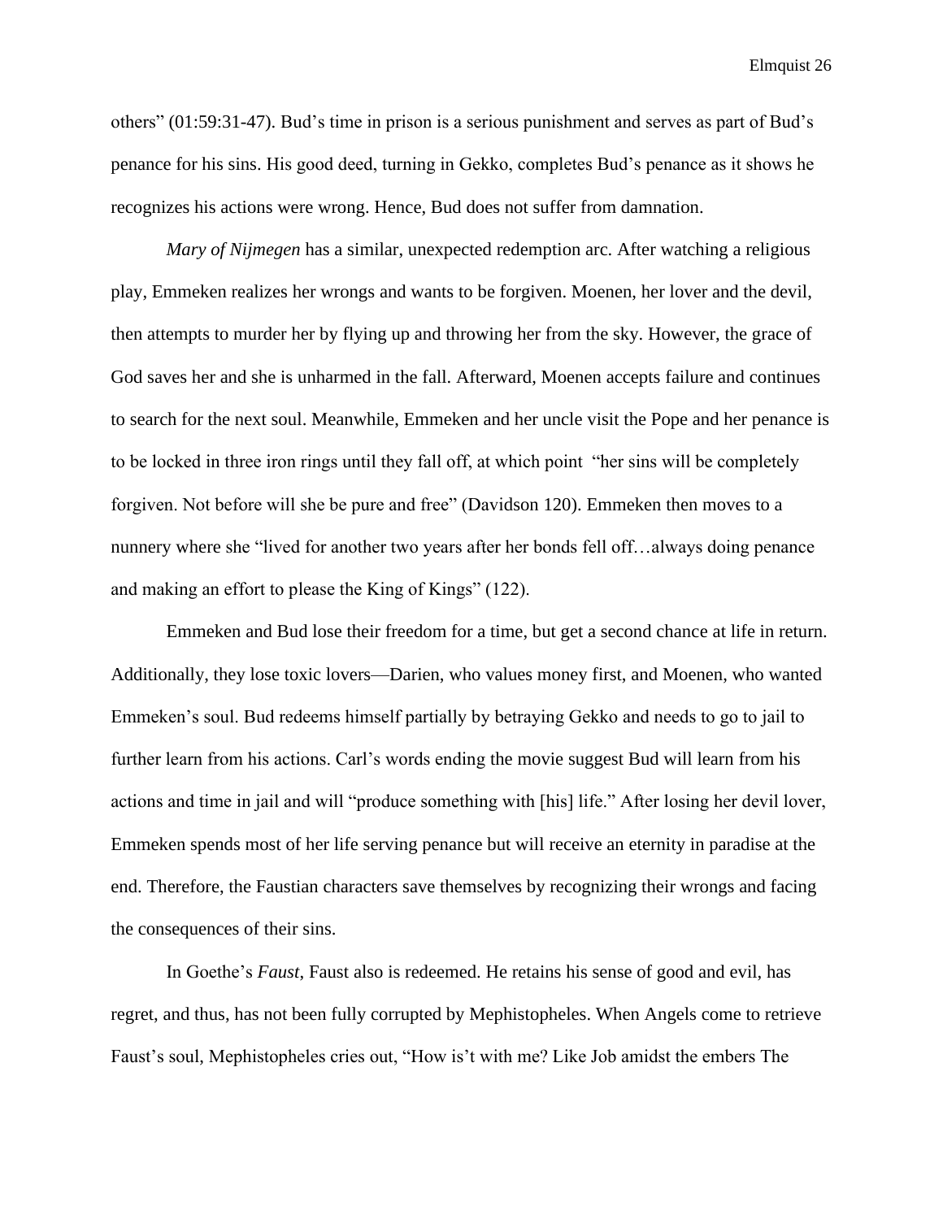others" (01:59:31-47). Bud's time in prison is a serious punishment and serves as part of Bud's penance for his sins. His good deed, turning in Gekko, completes Bud's penance as it shows he recognizes his actions were wrong. Hence, Bud does not suffer from damnation.

*Mary of Nijmegen* has a similar, unexpected redemption arc. After watching a religious play, Emmeken realizes her wrongs and wants to be forgiven. Moenen, her lover and the devil, then attempts to murder her by flying up and throwing her from the sky. However, the grace of God saves her and she is unharmed in the fall. Afterward, Moenen accepts failure and continues to search for the next soul. Meanwhile, Emmeken and her uncle visit the Pope and her penance is to be locked in three iron rings until they fall off, at which point "her sins will be completely forgiven. Not before will she be pure and free" (Davidson 120). Emmeken then moves to a nunnery where she "lived for another two years after her bonds fell off…always doing penance and making an effort to please the King of Kings" (122).

Emmeken and Bud lose their freedom for a time, but get a second chance at life in return. Additionally, they lose toxic lovers—Darien, who values money first, and Moenen, who wanted Emmeken's soul. Bud redeems himself partially by betraying Gekko and needs to go to jail to further learn from his actions. Carl's words ending the movie suggest Bud will learn from his actions and time in jail and will "produce something with [his] life." After losing her devil lover, Emmeken spends most of her life serving penance but will receive an eternity in paradise at the end. Therefore, the Faustian characters save themselves by recognizing their wrongs and facing the consequences of their sins.

In Goethe's *Faust*, Faust also is redeemed. He retains his sense of good and evil, has regret, and thus, has not been fully corrupted by Mephistopheles. When Angels come to retrieve Faust's soul, Mephistopheles cries out, "How is't with me? Like Job amidst the embers The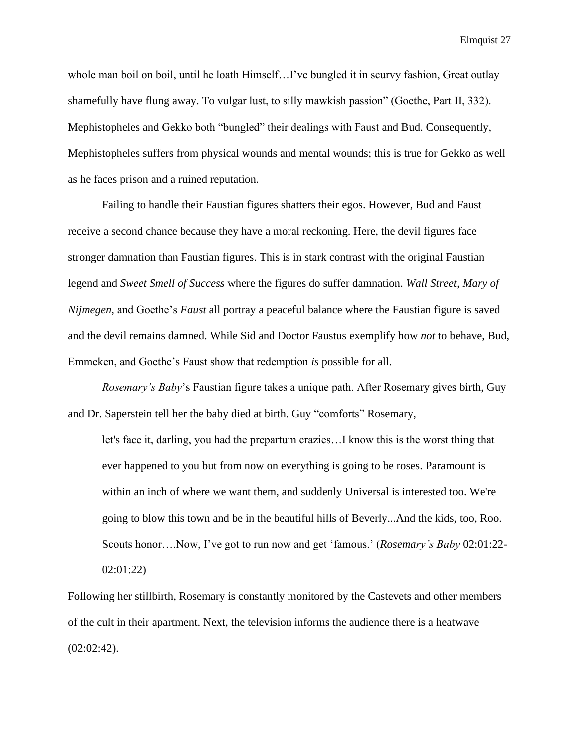whole man boil on boil, until he loath Himself…I've bungled it in scurvy fashion, Great outlay shamefully have flung away. To vulgar lust, to silly mawkish passion" (Goethe, Part II, 332). Mephistopheles and Gekko both "bungled" their dealings with Faust and Bud. Consequently, Mephistopheles suffers from physical wounds and mental wounds; this is true for Gekko as well as he faces prison and a ruined reputation.

Failing to handle their Faustian figures shatters their egos. However, Bud and Faust receive a second chance because they have a moral reckoning. Here, the devil figures face stronger damnation than Faustian figures. This is in stark contrast with the original Faustian legend and *Sweet Smell of Success* where the figures do suffer damnation. *Wall Street*, *Mary of Nijmegen*, and Goethe's *Faust* all portray a peaceful balance where the Faustian figure is saved and the devil remains damned. While Sid and Doctor Faustus exemplify how *not* to behave, Bud, Emmeken, and Goethe's Faust show that redemption *is* possible for all.

*Rosemary's Baby*'s Faustian figure takes a unique path. After Rosemary gives birth, Guy and Dr. Saperstein tell her the baby died at birth. Guy "comforts" Rosemary,

> let's face it, darling, you had the prepartum crazies…I know this is the worst thing that ever happened to you but from now on everything is going to be roses. Paramount is within an inch of where we want them, and suddenly Universal is interested too. We're going to blow this town and be in the beautiful hills of Beverly...And the kids, too, Roo. Scouts honor….Now, I've got to run now and get 'famous.' (*Rosemary's Baby* 02:01:22-02:01:22)

Following her stillbirth, Rosemary is constantly monitored by the Castevets and other members of the cult in their apartment. Next, the television informs the audience there is a heatwave (02:02:42).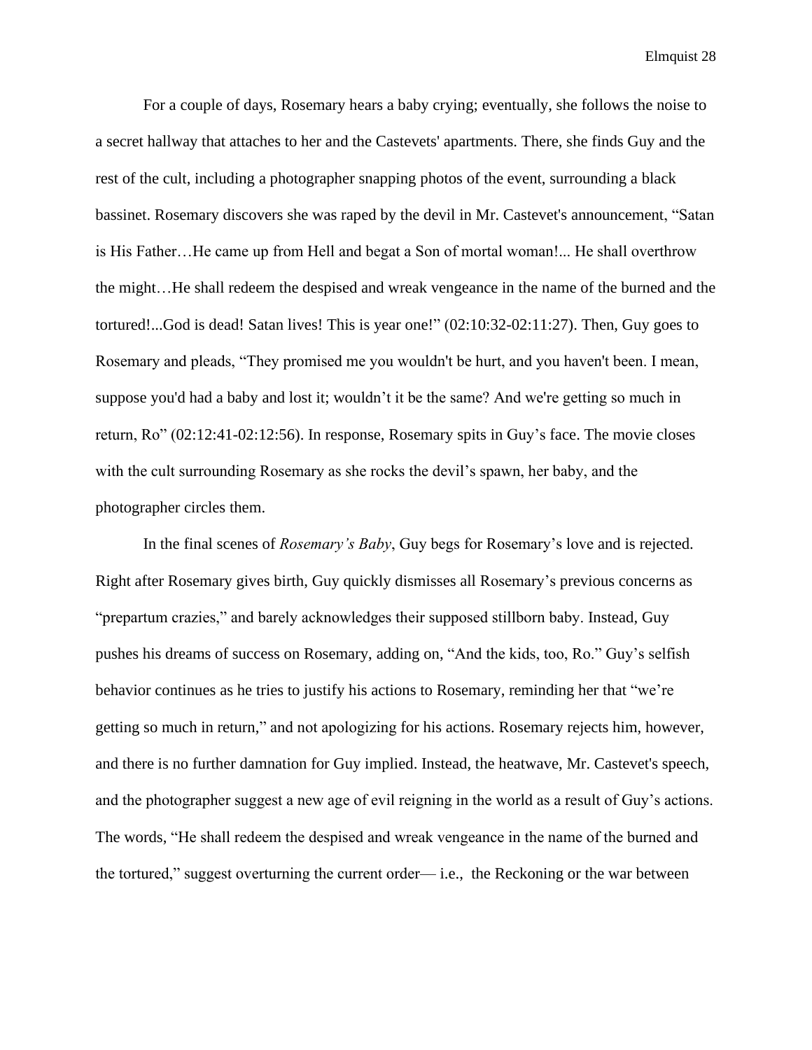For a couple of days, Rosemary hears a baby crying; eventually, she follows the noise to a secret hallway that attaches to her and the Castevets' apartments. There, she finds Guy and the rest of the cult, including a photographer snapping photos of the event, surrounding a black bassinet. Rosemary discovers she was raped by the devil in Mr. Castevet's announcement, "Satan is His Father…He came up from Hell and begat a Son of mortal woman!... He shall overthrow the might…He shall redeem the despised and wreak vengeance in the name of the burned and the tortured!...God is dead! Satan lives! This is year one!" (02:10:32-02:11:27). Then, Guy goes to Rosemary and pleads, "They promised me you wouldn't be hurt, and you haven't been. I mean, suppose you'd had a baby and lost it; wouldn't it be the same? And we're getting so much in return, Ro" (02:12:41-02:12:56). In response, Rosemary spits in Guy's face. The movie closes with the cult surrounding Rosemary as she rocks the devil's spawn, her baby, and the photographer circles them.

In the final scenes of *Rosemary's Baby*, Guy begs for Rosemary's love and is rejected. Right after Rosemary gives birth, Guy quickly dismisses all Rosemary's previous concerns as "prepartum crazies," and barely acknowledges their supposed stillborn baby. Instead, Guy pushes his dreams of success on Rosemary, adding on, "And the kids, too, Ro." Guy's selfish behavior continues as he tries to justify his actions to Rosemary, reminding her that "we're getting so much in return," and not apologizing for his actions. Rosemary rejects him, however, and there is no further damnation for Guy implied. Instead, the heatwave, Mr. Castevet's speech, and the photographer suggest a new age of evil reigning in the world as a result of Guy's actions. The words, "He shall redeem the despised and wreak vengeance in the name of the burned and the tortured," suggest overturning the current order— i.e., the Reckoning or the war between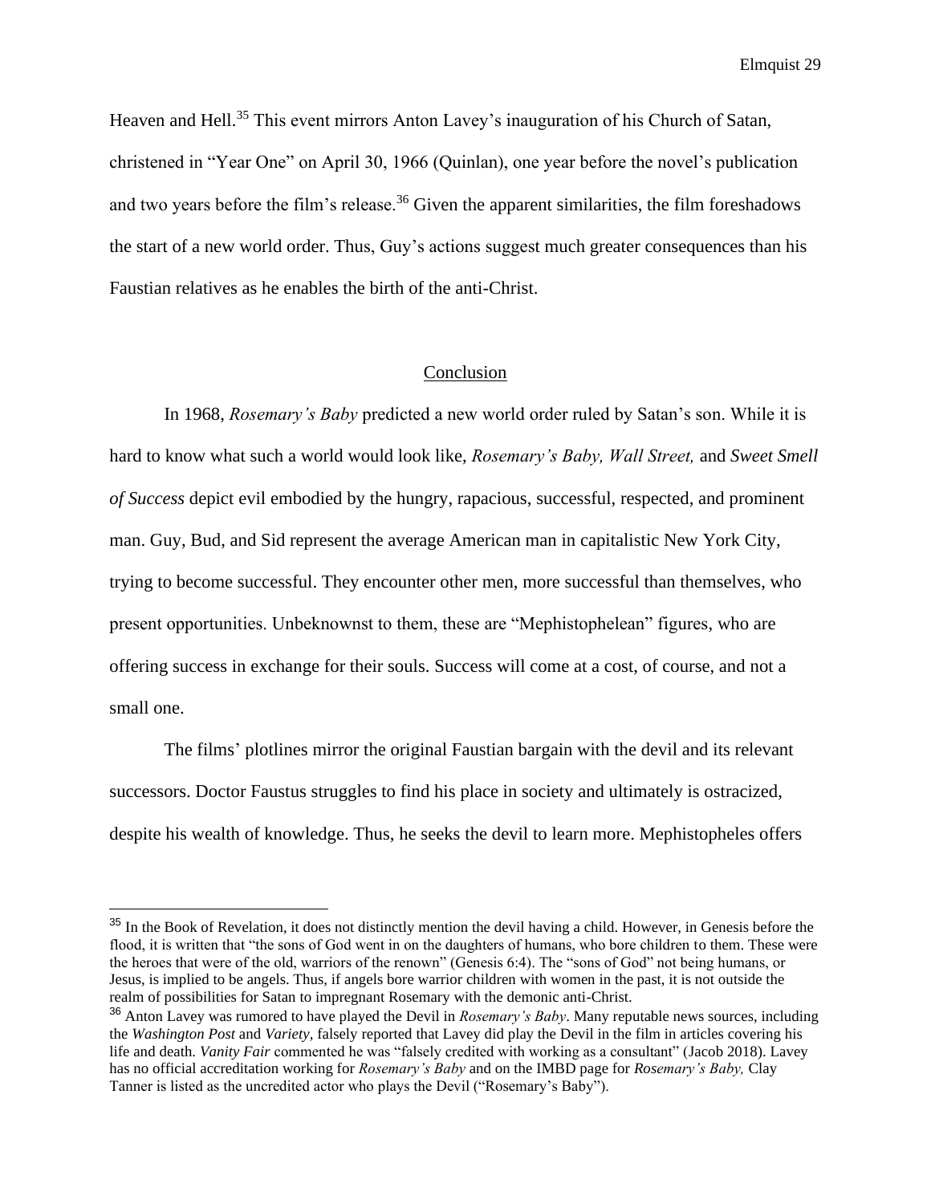Heaven and Hell.[35] This event mirrors Anton Lavey's inauguration of his Church of Satan, christened in "Year One" on April 30, 1966 (Quinlan), one year before the novel's publication and two years before the film's release.[36] Given the apparent similarities, the film foreshadows the start of a new world order. Thus, Guy's actions suggest much greater consequences than his Faustian relatives as he enables the birth of the anti-Christ.

## Conclusion

In 1968, *Rosemary's Baby* predicted a new world order ruled by Satan's son. While it is hard to know what such a world would look like, *Rosemary's Baby, Wall Street,* and *Sweet Smell of Success* depict evil embodied by the hungry, rapacious, successful, respected, and prominent man. Guy, Bud, and Sid represent the average American man in capitalistic New York City, trying to become successful. They encounter other men, more successful than themselves, who present opportunities. Unbeknownst to them, these are "Mephistophelean" figures, who are offering success in exchange for their souls. Success will come at a cost, of course, and not a small one.

The films' plotlines mirror the original Faustian bargain with the devil and its relevant successors. Doctor Faustus struggles to find his place in society and ultimately is ostracized, despite his wealth of knowledge. Thus, he seeks the devil to learn more. Mephistopheles offers

---

[35] In the Book of Revelation, it does not distinctly mention the devil having a child. However, in Genesis before the flood, it is written that "the sons of God went in on the daughters of humans, who bore children to them. These were the heroes that were of the old, warriors of the renown" (Genesis 6:4). The "sons of God" not being humans, or Jesus, is implied to be angels. Thus, if angels bore warrior children with women in the past, it is not outside the realm of possibilities for Satan to impregnant Rosemary with the demonic anti-Christ.

[36] Anton Lavey was rumored to have played the Devil in *Rosemary's Baby*. Many reputable news sources, including the *Washington Post* and *Variety*, falsely reported that Lavey did play the Devil in the film in articles covering his life and death. *Vanity Fair* commented he was "falsely credited with working as a consultant" (Jacob 2018). Lavey has no official accreditation working for *Rosemary's Baby* and on the IMBD page for *Rosemary's Baby,* Clay Tanner is listed as the uncredited actor who plays the Devil ("Rosemary's Baby").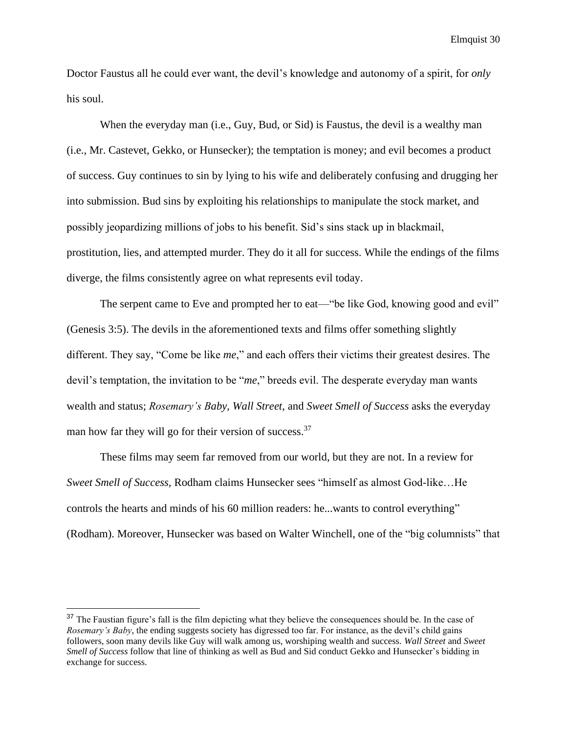Doctor Faustus all he could ever want, the devil's knowledge and autonomy of a spirit, for *only* his soul.

When the everyday man (i.e., Guy, Bud, or Sid) is Faustus, the devil is a wealthy man (i.e., Mr. Castevet, Gekko, or Hunsecker); the temptation is money; and evil becomes a product of success. Guy continues to sin by lying to his wife and deliberately confusing and drugging her into submission. Bud sins by exploiting his relationships to manipulate the stock market, and possibly jeopardizing millions of jobs to his benefit. Sid's sins stack up in blackmail, prostitution, lies, and attempted murder. They do it all for success. While the endings of the films diverge, the films consistently agree on what represents evil today.

The serpent came to Eve and prompted her to eat—"be like God, knowing good and evil" (Genesis 3:5). The devils in the aforementioned texts and films offer something slightly different. They say, "Come be like *me*," and each offers their victims their greatest desires. The devil's temptation, the invitation to be "*me*," breeds evil. The desperate everyday man wants wealth and status; *Rosemary's Baby*, *Wall Street*, and *Sweet Smell of Success* asks the everyday man how far they will go for their version of success.[37]

These films may seem far removed from our world, but they are not. In a review for *Sweet Smell of Success*, Rodham claims Hunsecker sees "himself as almost God-like…He controls the hearts and minds of his 60 million readers: he...wants to control everything" (Rodham). Moreover, Hunsecker was based on Walter Winchell, one of the "big columnists" that

---

[37] The Faustian figure's fall is the film depicting what they believe the consequences should be. In the case of *Rosemary's Baby*, the ending suggests society has digressed too far. For instance, as the devil's child gains followers, soon many devils like Guy will walk among us, worshiping wealth and success. *Wall Street* and *Sweet Smell of Success* follow that line of thinking as well as Bud and Sid conduct Gekko and Hunsecker's bidding in exchange for success.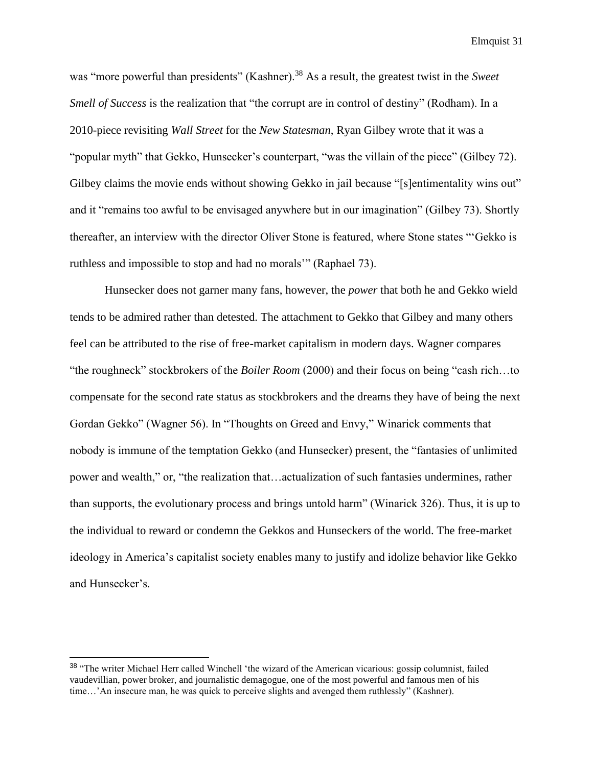was “more powerful than presidents” (Kashner).[38] As a result, the greatest twist in the *Sweet Smell of Success* is the realization that “the corrupt are in control of destiny” (Rodham). In a 2010-piece revisiting *Wall Street* for the *New Statesman*, Ryan Gilbey wrote that it was a “popular myth” that Gekko, Hunsecker’s counterpart, “was the villain of the piece” (Gilbey 72). Gilbey claims the movie ends without showing Gekko in jail because “[s]entimentality wins out” and it “remains too awful to be envisaged anywhere but in our imagination” (Gilbey 73). Shortly thereafter, an interview with the director Oliver Stone is featured, where Stone states “‘Gekko is ruthless and impossible to stop and had no morals’” (Raphael 73).

Hunsecker does not garner many fans, however, the *power* that both he and Gekko wield tends to be admired rather than detested. The attachment to Gekko that Gilbey and many others feel can be attributed to the rise of free-market capitalism in modern days. Wagner compares “the roughneck” stockbrokers of the *Boiler Room* (2000) and their focus on being “cash rich…to compensate for the second rate status as stockbrokers and the dreams they have of being the next Gordan Gekko” (Wagner 56). In “Thoughts on Greed and Envy,” Winarick comments that nobody is immune of the temptation Gekko (and Hunsecker) present, the “fantasies of unlimited power and wealth,” or, “the realization that…actualization of such fantasies undermines, rather than supports, the evolutionary process and brings untold harm” (Winarick 326). Thus, it is up to the individual to reward or condemn the Gekkos and Hunseckers of the world. The free-market ideology in America’s capitalist society enables many to justify and idolize behavior like Gekko and Hunsecker’s.

---

[38] “The writer Michael Herr called Winchell ‘the wizard of the American vicarious: gossip columnist, failed vaudevillian, power broker, and journalistic demagogue, one of the most powerful and famous men of his time…’An insecure man, he was quick to perceive slights and avenged them ruthlessly” (Kashner).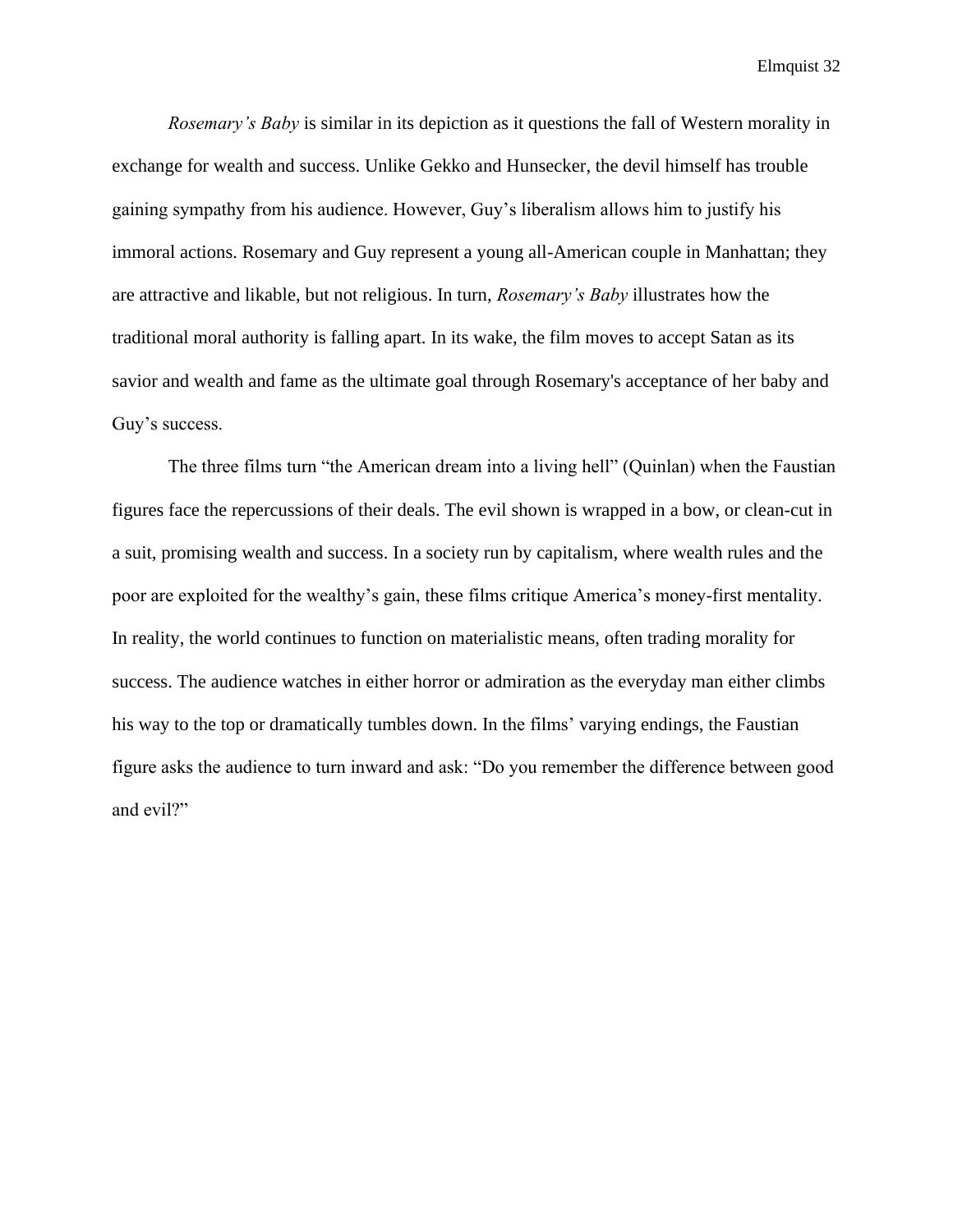*Rosemary's Baby* is similar in its depiction as it questions the fall of Western morality in exchange for wealth and success. Unlike Gekko and Hunsecker, the devil himself has trouble gaining sympathy from his audience. However, Guy's liberalism allows him to justify his immoral actions. Rosemary and Guy represent a young all-American couple in Manhattan; they are attractive and likable, but not religious. In turn, *Rosemary's Baby* illustrates how the traditional moral authority is falling apart. In its wake, the film moves to accept Satan as its savior and wealth and fame as the ultimate goal through Rosemary's acceptance of her baby and Guy's success.

The three films turn "the American dream into a living hell" (Quinlan) when the Faustian figures face the repercussions of their deals. The evil shown is wrapped in a bow, or clean-cut in a suit, promising wealth and success. In a society run by capitalism, where wealth rules and the poor are exploited for the wealthy's gain, these films critique America's money-first mentality. In reality, the world continues to function on materialistic means, often trading morality for success. The audience watches in either horror or admiration as the everyday man either climbs his way to the top or dramatically tumbles down. In the films' varying endings, the Faustian figure asks the audience to turn inward and ask: "Do you remember the difference between good and evil?"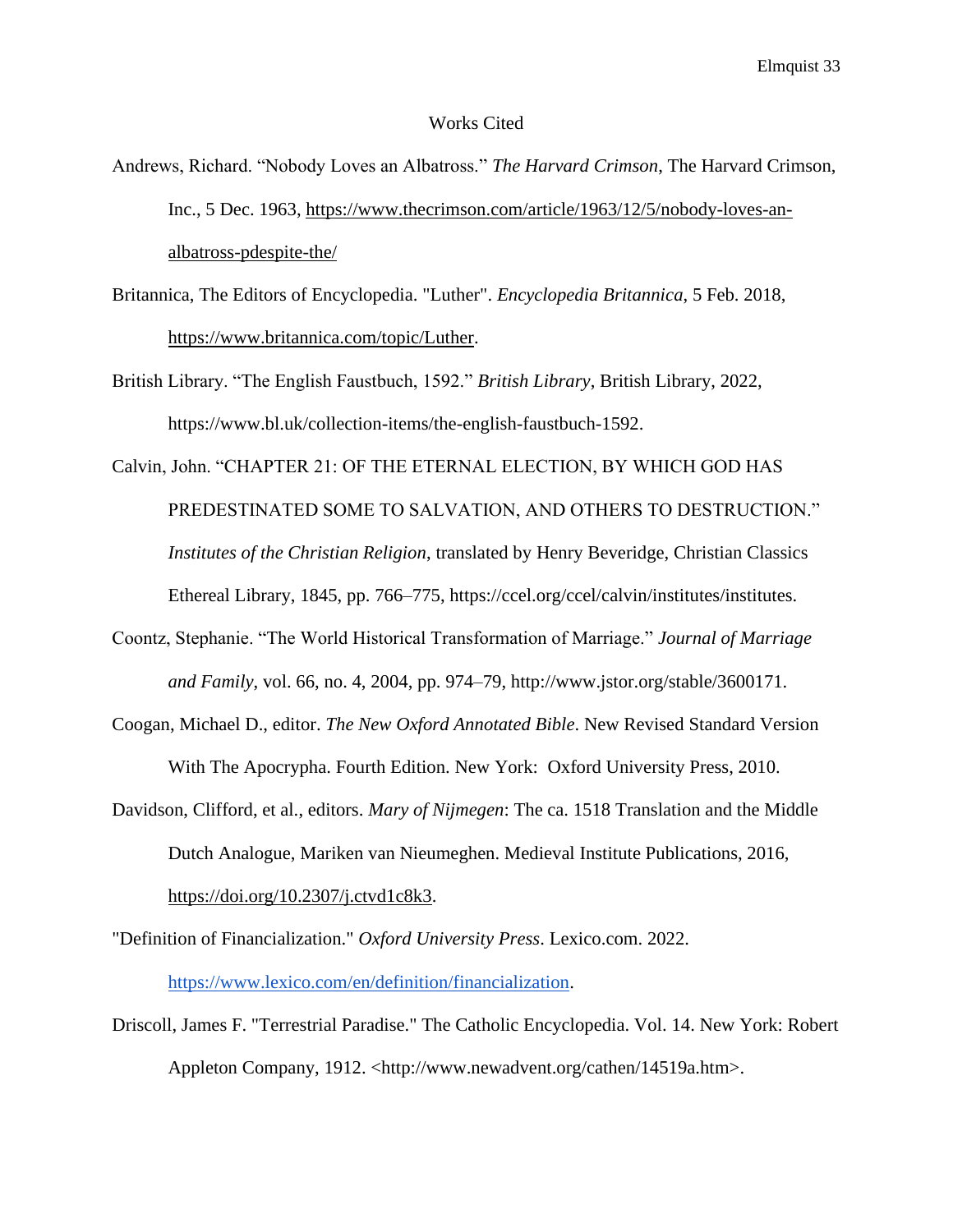# Works Cited

Andrews, Richard. "Nobody Loves an Albatross." *The Harvard Crimson*, The Harvard Crimson, Inc., 5 Dec. 1963, https://www.thecrimson.com/article/1963/12/5/nobody-loves-an-albatross-pdespite-the/

Britannica, The Editors of Encyclopedia. "Luther". *Encyclopedia Britannica*, 5 Feb. 2018, https://www.britannica.com/topic/Luther.

British Library. "The English Faustbuch, 1592." *British Library*, British Library, 2022, https://www.bl.uk/collection-items/the-english-faustbuch-1592.

Calvin, John. "CHAPTER 21: OF THE ETERNAL ELECTION, BY WHICH GOD HAS PREDESTINATED SOME TO SALVATION, AND OTHERS TO DESTRUCTION." *Institutes of the Christian Religion*, translated by Henry Beveridge, Christian Classics Ethereal Library, 1845, pp. 766–775, https://ccel.org/ccel/calvin/institutes/institutes.

Coontz, Stephanie. "The World Historical Transformation of Marriage." *Journal of Marriage and Family*, vol. 66, no. 4, 2004, pp. 974–79, http://www.jstor.org/stable/3600171.

Coogan, Michael D., editor. *The New Oxford Annotated Bible*. New Revised Standard Version With The Apocrypha. Fourth Edition. New York: Oxford University Press, 2010.

Davidson, Clifford, et al., editors. *Mary of Nijmegen*: The ca. 1518 Translation and the Middle Dutch Analogue, Mariken van Nieumeghen. Medieval Institute Publications, 2016, https://doi.org/10.2307/j.ctvd1c8k3.

"Definition of Financialization." *Oxford University Press*. Lexico.com. 2022. https://www.lexico.com/en/definition/financialization.

Driscoll, James F. "Terrestrial Paradise." The Catholic Encyclopedia. Vol. 14. New York: Robert Appleton Company, 1912. <http://www.newadvent.org/cathen/14519a.htm>.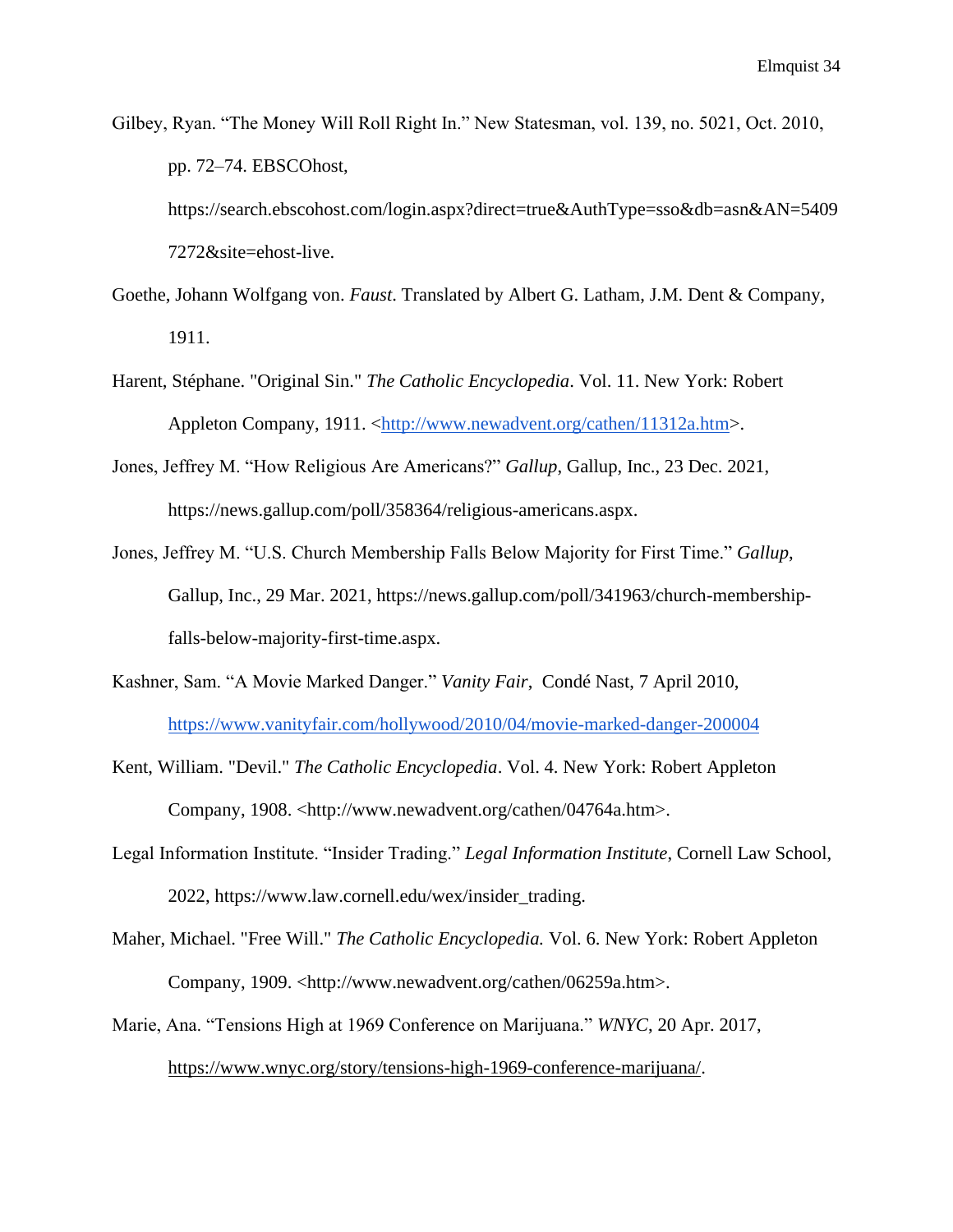Gilbey, Ryan. "The Money Will Roll Right In." New Statesman, vol. 139, no. 5021, Oct. 2010, pp. 72–74. EBSCOhost, https://search.ebscohost.com/login.aspx?direct=true&AuthType=sso&db=asn&AN=54097272&site=ehost-live.

Goethe, Johann Wolfgang von. *Faust*. Translated by Albert G. Latham, J.M. Dent & Company, 1911.

Harent, Stéphane. "Original Sin." *The Catholic Encyclopedia*. Vol. 11. New York: Robert Appleton Company, 1911. <http://www.newadvent.org/cathen/11312a.htm>.

Jones, Jeffrey M. "How Religious Are Americans?" *Gallup*, Gallup, Inc., 23 Dec. 2021, https://news.gallup.com/poll/358364/religious-americans.aspx.

Jones, Jeffrey M. "U.S. Church Membership Falls Below Majority for First Time." *Gallup*, Gallup, Inc., 29 Mar. 2021, https://news.gallup.com/poll/341963/church-membership-falls-below-majority-first-time.aspx.

Kashner, Sam. "A Movie Marked Danger." *Vanity Fair*, Condé Nast, 7 April 2010, https://www.vanityfair.com/hollywood/2010/04/movie-marked-danger-200004

Kent, William. "Devil." *The Catholic Encyclopedia*. Vol. 4. New York: Robert Appleton Company, 1908. <http://www.newadvent.org/cathen/04764a.htm>.

Legal Information Institute. "Insider Trading." *Legal Information Institute*, Cornell Law School, 2022, https://www.law.cornell.edu/wex/insider_trading.

Maher, Michael. "Free Will." *The Catholic Encyclopedia.* Vol. 6. New York: Robert Appleton Company, 1909. <http://www.newadvent.org/cathen/06259a.htm>.

Marie, Ana. "Tensions High at 1969 Conference on Marijuana." *WNYC*, 20 Apr. 2017, https://www.wnyc.org/story/tensions-high-1969-conference-marijuana/.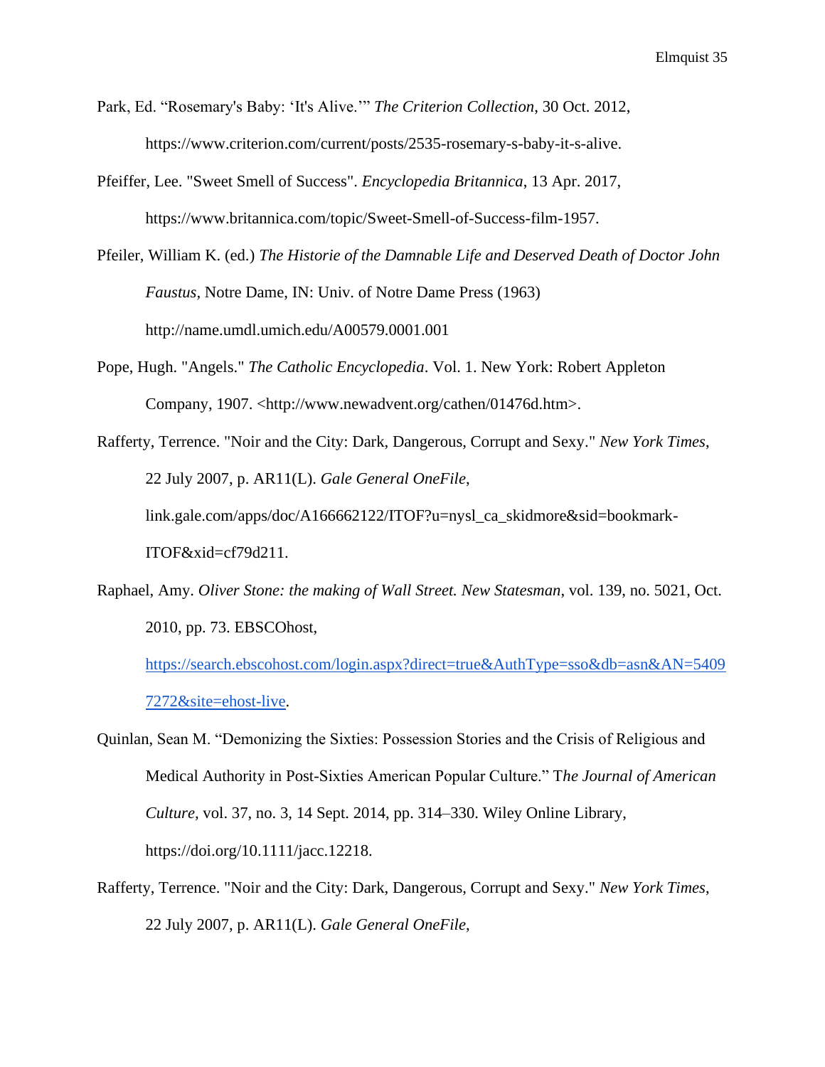Park, Ed. "Rosemary's Baby: 'It's Alive.'" *The Criterion Collection*, 30 Oct. 2012, https://www.criterion.com/current/posts/2535-rosemary-s-baby-it-s-alive.

Pfeiffer, Lee. "Sweet Smell of Success". *Encyclopedia Britannica*, 13 Apr. 2017, https://www.britannica.com/topic/Sweet-Smell-of-Success-film-1957.

Pfeiler, William K. (ed.) *The Historie of the Damnable Life and Deserved Death of Doctor John Faustus*, Notre Dame, IN: Univ. of Notre Dame Press (1963) http://name.umdl.umich.edu/A00579.0001.001

Pope, Hugh. "Angels." *The Catholic Encyclopedia*. Vol. 1. New York: Robert Appleton Company, 1907. <http://www.newadvent.org/cathen/01476d.htm>.

Rafferty, Terrence. "Noir and the City: Dark, Dangerous, Corrupt and Sexy." *New York Times*, 22 July 2007, p. AR11(L). *Gale General OneFile*, link.gale.com/apps/doc/A166662122/ITOF?u=nysl_ca_skidmore&sid=bookmark-ITOF&xid=cf79d211.

Raphael, Amy. *Oliver Stone: the making of Wall Street. New Statesman*, vol. 139, no. 5021, Oct. 2010, pp. 73. EBSCOhost, https://search.ebscohost.com/login.aspx?direct=true&AuthType=sso&db=asn&AN=54097272&site=ehost-live.

Quinlan, Sean M. "Demonizing the Sixties: Possession Stories and the Crisis of Religious and Medical Authority in Post-Sixties American Popular Culture." T*he Journal of American Culture*, vol. 37, no. 3, 14 Sept. 2014, pp. 314–330. Wiley Online Library, https://doi.org/10.1111/jacc.12218.

Rafferty, Terrence. "Noir and the City: Dark, Dangerous, Corrupt and Sexy." *New York Times*, 22 July 2007, p. AR11(L). *Gale General OneFile*,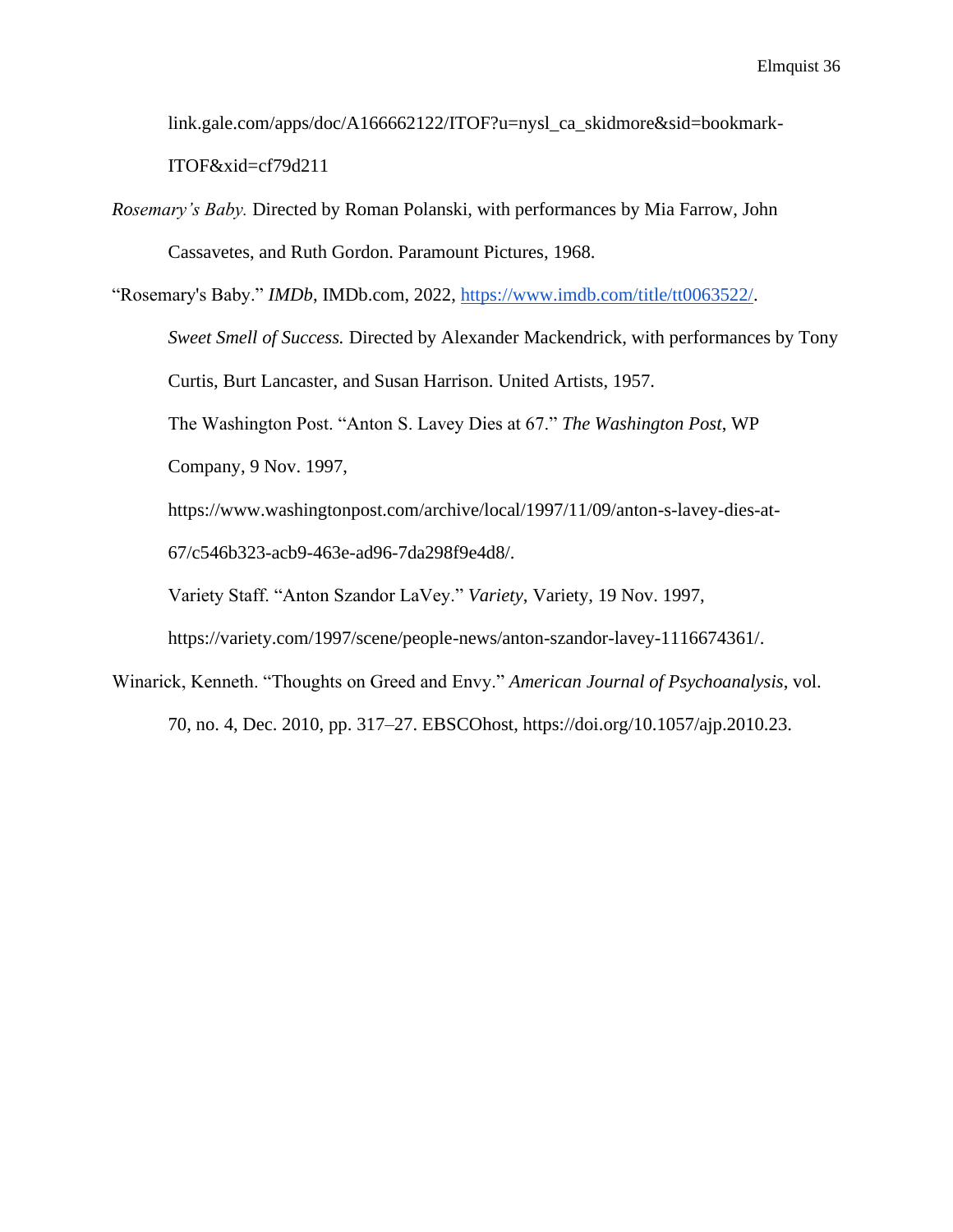link.gale.com/apps/doc/A166662122/ITOF?u=nysl_ca_skidmore&sid=bookmark-ITOF&xid=cf79d211

*Rosemary's Baby.* Directed by Roman Polanski, with performances by Mia Farrow, John Cassavetes, and Ruth Gordon. Paramount Pictures, 1968.

"Rosemary's Baby." *IMDb*, IMDb.com, 2022, https://www.imdb.com/title/tt0063522/.

*Sweet Smell of Success.* Directed by Alexander Mackendrick, with performances by Tony Curtis, Burt Lancaster, and Susan Harrison. United Artists, 1957.

The Washington Post. "Anton S. Lavey Dies at 67." *The Washington Post*, WP Company, 9 Nov. 1997, https://www.washingtonpost.com/archive/local/1997/11/09/anton-s-lavey-dies-at-67/c546b323-acb9-463e-ad96-7da298f9e4d8/.

Variety Staff. "Anton Szandor LaVey." *Variety*, Variety, 19 Nov. 1997, https://variety.com/1997/scene/people-news/anton-szandor-lavey-1116674361/.

Winarick, Kenneth. "Thoughts on Greed and Envy." *American Journal of Psychoanalysis*, vol. 70, no. 4, Dec. 2010, pp. 317–27. EBSCOhost, https://doi.org/10.1057/ajp.2010.23.